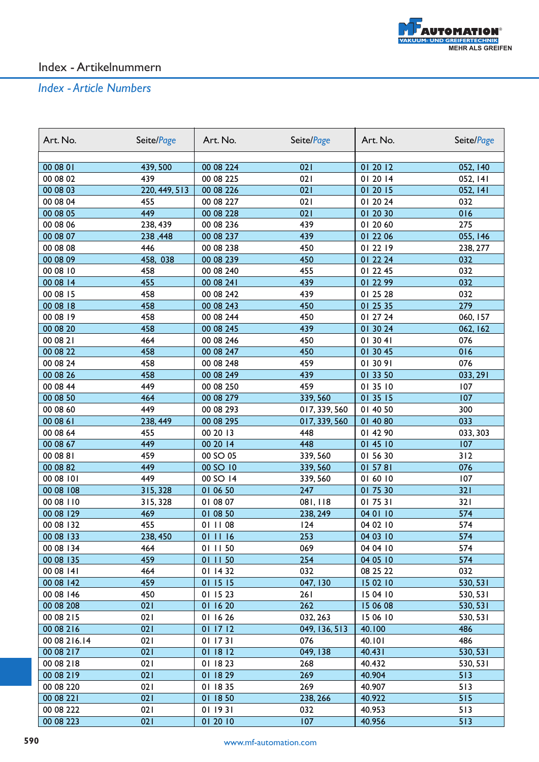# Index - Artikelnummern

## *Index - Article Numbers*

| Art. No. | Seite/*Page* | Art. No. | Seite/*Page* | Art. No. | Seite/*Page* |
|---|---|---|---|---|---|
| 00 08 01 | 439, 500 | 00 08 224 | 021 | 01 20 12 | 052, 140 |
| 00 08 02 | 439 | 00 08 225 | 021 | 01 20 14 | 052, 141 |
| 00 08 03 | 220, 449, 513 | 00 08 226 | 021 | 01 20 15 | 052, 141 |
| 00 08 04 | 455 | 00 08 227 | 021 | 01 20 24 | 032 |
| 00 08 05 | 449 | 00 08 228 | 021 | 01 20 30 | 016 |
| 00 08 06 | 238, 439 | 00 08 236 | 439 | 01 20 60 | 275 |
| 00 08 07 | 238 ,448 | 00 08 237 | 439 | 01 22 06 | 055, 146 |
| 00 08 08 | 446 | 00 08 238 | 450 | 01 22 19 | 238, 277 |
| 00 08 09 | 458, 038 | 00 08 239 | 450 | 01 22 24 | 032 |
| 00 08 10 | 458 | 00 08 240 | 455 | 01 22 45 | 032 |
| 00 08 14 | 455 | 00 08 241 | 439 | 01 22 99 | 032 |
| 00 08 15 | 458 | 00 08 242 | 439 | 01 25 28 | 032 |
| 00 08 18 | 458 | 00 08 243 | 450 | 01 25 35 | 279 |
| 00 08 19 | 458 | 00 08 244 | 450 | 01 27 24 | 060, 157 |
| 00 08 20 | 458 | 00 08 245 | 439 | 01 30 24 | 062, 162 |
| 00 08 21 | 464 | 00 08 246 | 450 | 01 30 41 | 076 |
| 00 08 22 | 458 | 00 08 247 | 450 | 01 30 45 | 016 |
| 00 08 24 | 458 | 00 08 248 | 459 | 01 30 91 | 076 |
| 00 08 26 | 458 | 00 08 249 | 439 | 01 33 50 | 033, 291 |
| 00 08 44 | 449 | 00 08 250 | 459 | 01 35 10 | 107 |
| 00 08 50 | 464 | 00 08 279 | 339, 560 | 01 35 15 | 107 |
| 00 08 60 | 449 | 00 08 293 | 017, 339, 560 | 01 40 50 | 300 |
| 00 08 61 | 238, 449 | 00 08 295 | 017, 339, 560 | 01 40 80 | 033 |
| 00 08 64 | 455 | 00 20 13 | 448 | 01 42 90 | 033, 303 |
| 00 08 67 | 449 | 00 20 14 | 448 | 01 45 10 | 107 |
| 00 08 81 | 459 | 00 SO 05 | 339, 560 | 01 56 30 | 312 |
| 00 08 82 | 449 | 00 SO 10 | 339, 560 | 01 57 81 | 076 |
| 00 08 101 | 449 | 00 SO 14 | 339, 560 | 01 60 10 | 107 |
| 00 08 108 | 315, 328 | 01 06 50 | 247 | 01 75 30 | 321 |
| 00 08 110 | 315, 328 | 01 08 07 | 081, 118 | 01 75 31 | 321 |
| 00 08 129 | 469 | 01 08 50 | 238, 249 | 04 01 10 | 574 |
| 00 08 132 | 455 | 01 11 08 | 124 | 04 02 10 | 574 |
| 00 08 133 | 238, 450 | 01 11 16 | 253 | 04 03 10 | 574 |
| 00 08 134 | 464 | 01 11 50 | 069 | 04 04 10 | 574 |
| 00 08 135 | 459 | 01 11 50 | 254 | 04 05 10 | 574 |
| 00 08 141 | 464 | 01 14 32 | 032 | 08 25 22 | 032 |
| 00 08 142 | 459 | 01 15 15 | 047, 130 | 15 02 10 | 530, 531 |
| 00 08 146 | 450 | 01 15 23 | 261 | 15 04 10 | 530, 531 |
| 00 08 208 | 021 | 01 16 20 | 262 | 15 06 08 | 530, 531 |
| 00 08 215 | 021 | 01 16 26 | 032, 263 | 15 06 10 | 530, 531 |
| 00 08 216 | 021 | 01 17 12 | 049, 136, 513 | 40.100 | 486 |
| 00 08 216.14 | 021 | 01 17 31 | 076 | 40.101 | 486 |
| 00 08 217 | 021 | 01 18 12 | 049, 138 | 40.431 | 530, 531 |
| 00 08 218 | 021 | 01 18 23 | 268 | 40.432 | 530, 531 |
| 00 08 219 | 021 | 01 18 29 | 269 | 40.904 | 513 |
| 00 08 220 | 021 | 01 18 35 | 269 | 40.907 | 513 |
| 00 08 221 | 021 | 01 18 50 | 238, 266 | 40.922 | 515 |
| 00 08 222 | 021 | 01 19 31 | 032 | 40.953 | 513 |
| 00 08 223 | 021 | 01 20 10 | 107 | 40.956 | 513 |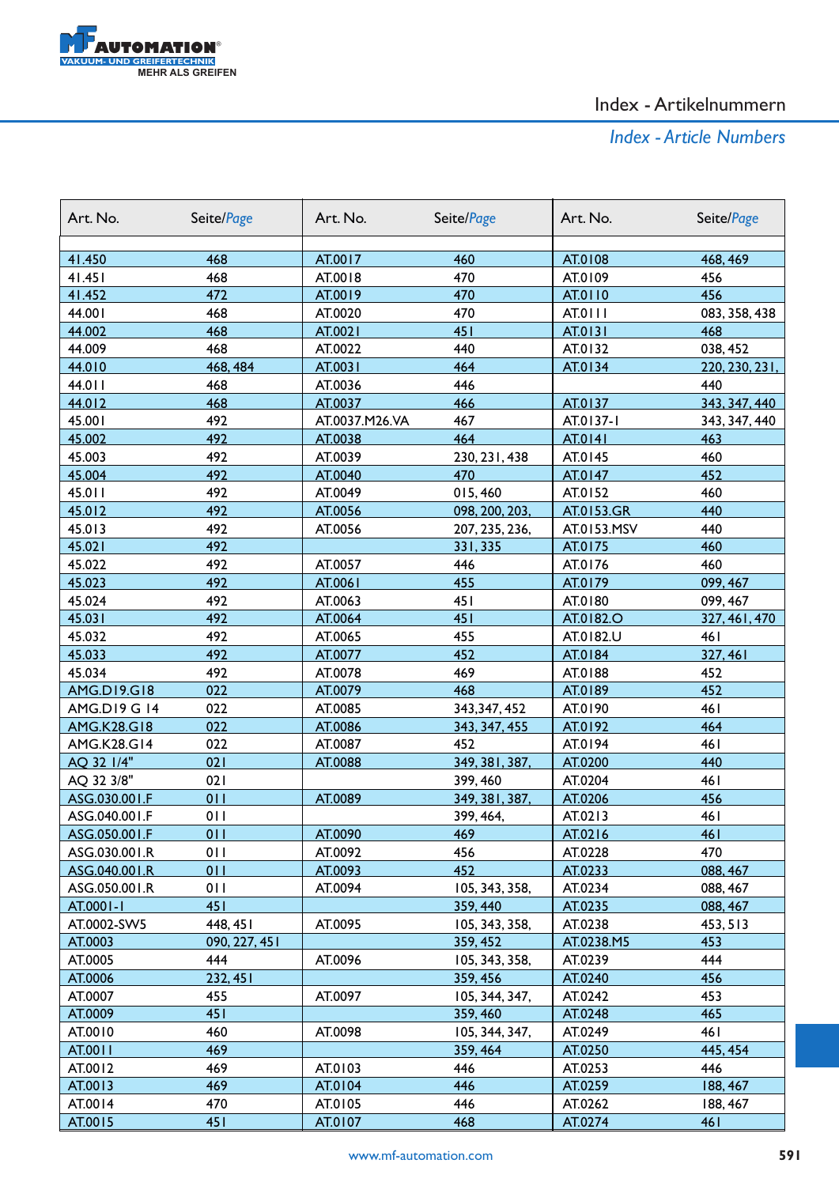# Index - Artikelnummern

## *Index - Article Numbers*

| Art. No. | Seite/*Page* | Art. No. | Seite/*Page* | Art. No. | Seite/*Page* |
|---|---|---|---|---|---|
| 41.450 | 468 | AT.0017 | 460 | AT.0108 | 468, 469 |
| 41.451 | 468 | AT.0018 | 470 | AT.0109 | 456 |
| 41.452 | 472 | AT.0019 | 470 | AT.0110 | 456 |
| 44.001 | 468 | AT.0020 | 470 | AT.0111 | 083, 358, 438 |
| 44.002 | 468 | AT.0021 | 451 | AT.0131 | 468 |
| 44.009 | 468 | AT.0022 | 440 | AT.0132 | 038, 452 |
| 44.010 | 468, 484 | AT.0031 | 464 | AT.0134 | 220, 230, 231, |
| 44.011 | 468 | AT.0036 | 446 | | 440 |
| 44.012 | 468 | AT.0037 | 466 | AT.0137 | 343, 347, 440 |
| 45.001 | 492 | AT.0037.M26.VA | 467 | AT.0137-1 | 343, 347, 440 |
| 45.002 | 492 | AT.0038 | 464 | AT.0141 | 463 |
| 45.003 | 492 | AT.0039 | 230, 231, 438 | AT.0145 | 460 |
| 45.004 | 492 | AT.0040 | 470 | AT.0147 | 452 |
| 45.011 | 492 | AT.0049 | 015, 460 | AT.0152 | 460 |
| 45.012 | 492 | AT.0056 | 098, 200, 203, | AT.0153.GR | 440 |
| 45.013 | 492 | AT.0056 | 207, 235, 236, | AT.0153.MSV | 440 |
| 45.021 | 492 | | 331, 335 | AT.0175 | 460 |
| 45.022 | 492 | AT.0057 | 446 | AT.0176 | 460 |
| 45.023 | 492 | AT.0061 | 455 | AT.0179 | 099, 467 |
| 45.024 | 492 | AT.0063 | 451 | AT.0180 | 099, 467 |
| 45.031 | 492 | AT.0064 | 451 | AT.0182.O | 327, 461, 470 |
| 45.032 | 492 | AT.0065 | 455 | AT.0182.U | 461 |
| 45.033 | 492 | AT.0077 | 452 | AT.0184 | 327, 461 |
| 45.034 | 492 | AT.0078 | 469 | AT.0188 | 452 |
| AMG.D19.G18 | 022 | AT.0079 | 468 | AT.0189 | 452 |
| AMG.D19 G 14 | 022 | AT.0085 | 343,347, 452 | AT.0190 | 461 |
| AMG.K28.G18 | 022 | AT.0086 | 343, 347, 455 | AT.0192 | 464 |
| AMG.K28.G14 | 022 | AT.0087 | 452 | AT.0194 | 461 |
| AQ 32 1/4" | 021 | AT.0088 | 349, 381, 387, | AT.0200 | 440 |
| AQ 32 3/8" | 021 | | 399, 460 | AT.0204 | 461 |
| ASG.030.001.F | 011 | AT.0089 | 349, 381, 387, | AT.0206 | 456 |
| ASG.040.001.F | 011 | | 399, 464, | AT.0213 | 461 |
| ASG.050.001.F | 011 | AT.0090 | 469 | AT.0216 | 461 |
| ASG.030.001.R | 011 | AT.0092 | 456 | AT.0228 | 470 |
| ASG.040.001.R | 011 | AT.0093 | 452 | AT.0233 | 088, 467 |
| ASG.050.001.R | 011 | AT.0094 | 105, 343, 358, | AT.0234 | 088, 467 |
| AT.0001-1 | 451 | | 359, 440 | AT.0235 | 088, 467 |
| AT.0002-SW5 | 448, 451 | AT.0095 | 105, 343, 358, | AT.0238 | 453, 513 |
| AT.0003 | 090, 227, 451 | | 359, 452 | AT.0238.M5 | 453 |
| AT.0005 | 444 | AT.0096 | 105, 343, 358, | AT.0239 | 444 |
| AT.0006 | 232, 451 | | 359, 456 | AT.0240 | 456 |
| AT.0007 | 455 | AT.0097 | 105, 344, 347, | AT.0242 | 453 |
| AT.0009 | 451 | | 359, 460 | AT.0248 | 465 |
| AT.0010 | 460 | AT.0098 | 105, 344, 347, | AT.0249 | 461 |
| AT.0011 | 469 | | 359, 464 | AT.0250 | 445, 454 |
| AT.0012 | 469 | AT.0103 | 446 | AT.0253 | 446 |
| AT.0013 | 469 | AT.0104 | 446 | AT.0259 | 188, 467 |
| AT.0014 | 470 | AT.0105 | 446 | AT.0262 | 188, 467 |
| AT.0015 | 451 | AT.0107 | 468 | AT.0274 | 461 |

www.mf-automation.com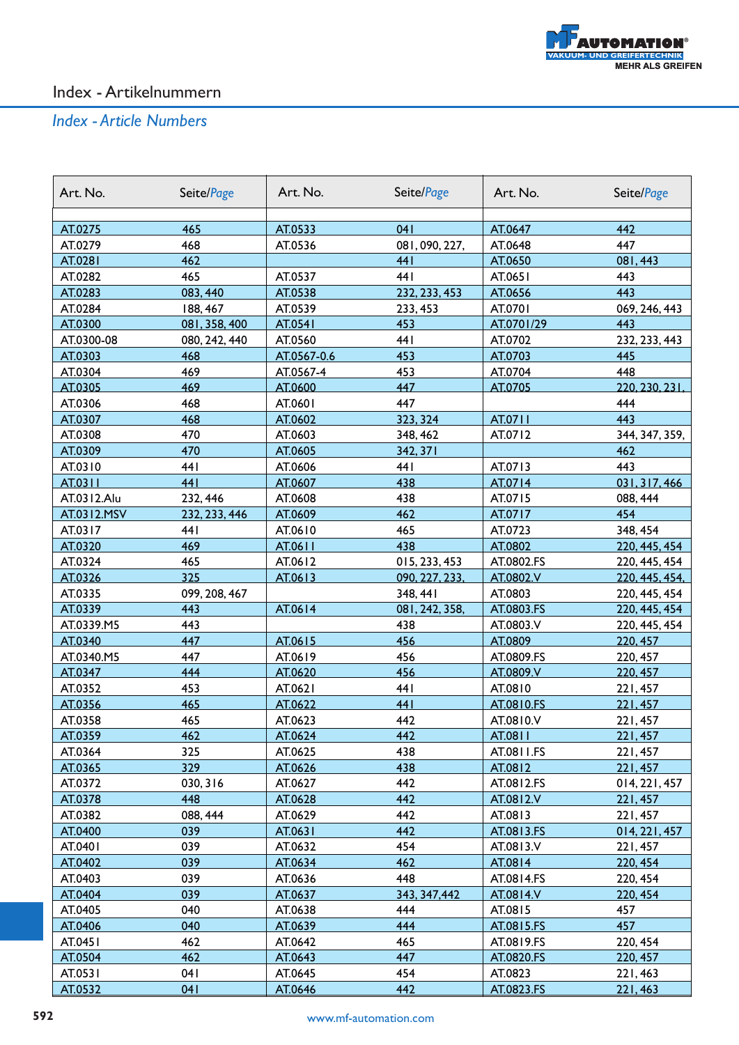# Index - Artikelnummern

## *Index - Article Numbers*

| Art. No. | Seite/*Page* | Art. No. | Seite/*Page* | Art. No. | Seite/*Page* |
|---|---|---|---|---|---|
| AT.0275 | 465 | AT.0533 | 041 | AT.0647 | 442 |
| AT.0279 | 468 | AT.0536 | 081, 090, 227, | AT.0648 | 447 |
| AT.0281 | 462 | | 441 | AT.0650 | 081, 443 |
| AT.0282 | 465 | AT.0537 | 441 | AT.0651 | 443 |
| AT.0283 | 083, 440 | AT.0538 | 232, 233, 453 | AT.0656 | 443 |
| AT.0284 | 188, 467 | AT.0539 | 233, 453 | AT.0701 | 069, 246, 443 |
| AT.0300 | 081, 358, 400 | AT.0541 | 453 | AT.0701/29 | 443 |
| AT.0300-08 | 080, 242, 440 | AT.0560 | 441 | AT.0702 | 232, 233, 443 |
| AT.0303 | 468 | AT.0567-0.6 | 453 | AT.0703 | 445 |
| AT.0304 | 469 | AT.0567-4 | 453 | AT.0704 | 448 |
| AT.0305 | 469 | AT.0600 | 447 | AT.0705 | 220, 230, 231, |
| AT.0306 | 468 | AT.0601 | 447 | | 444 |
| AT.0307 | 468 | AT.0602 | 323, 324 | AT.0711 | 443 |
| AT.0308 | 470 | AT.0603 | 348, 462 | AT.0712 | 344, 347, 359, |
| AT.0309 | 470 | AT.0605 | 342, 371 | | 462 |
| AT.0310 | 441 | AT.0606 | 441 | AT.0713 | 443 |
| AT.0311 | 441 | AT.0607 | 438 | AT.0714 | 031, 317, 466 |
| AT.0312.Alu | 232, 446 | AT.0608 | 438 | AT.0715 | 088, 444 |
| AT.0312.MSV | 232, 233, 446 | AT.0609 | 462 | AT.0717 | 454 |
| AT.0317 | 441 | AT.0610 | 465 | AT.0723 | 348, 454 |
| AT.0320 | 469 | AT.0611 | 438 | AT.0802 | 220, 445, 454 |
| AT.0324 | 465 | AT.0612 | 015, 233, 453 | AT.0802.FS | 220, 445, 454 |
| AT.0326 | 325 | AT.0613 | 090, 227, 233, | AT.0802.V | 220, 445, 454, |
| AT.0335 | 099, 208, 467 | | 348, 441 | AT.0803 | 220, 445, 454 |
| AT.0339 | 443 | AT.0614 | 081, 242, 358, | AT.0803.FS | 220, 445, 454 |
| AT.0339.M5 | 443 | | 438 | AT.0803.V | 220, 445, 454 |
| AT.0340 | 447 | AT.0615 | 456 | AT.0809 | 220, 457 |
| AT.0340.M5 | 447 | AT.0619 | 456 | AT.0809.FS | 220, 457 |
| AT.0347 | 444 | AT.0620 | 456 | AT.0809.V | 220, 457 |
| AT.0352 | 453 | AT.0621 | 441 | AT.0810 | 221, 457 |
| AT.0356 | 465 | AT.0622 | 441 | AT.0810.FS | 221, 457 |
| AT.0358 | 465 | AT.0623 | 442 | AT.0810.V | 221, 457 |
| AT.0359 | 462 | AT.0624 | 442 | AT.0811 | 221, 457 |
| AT.0364 | 325 | AT.0625 | 438 | AT.0811.FS | 221, 457 |
| AT.0365 | 329 | AT.0626 | 438 | AT.0812 | 221, 457 |
| AT.0372 | 030, 316 | AT.0627 | 442 | AT.0812.FS | 014, 221, 457 |
| AT.0378 | 448 | AT.0628 | 442 | AT.0812.V | 221, 457 |
| AT.0382 | 088, 444 | AT.0629 | 442 | AT.0813 | 221, 457 |
| AT.0400 | 039 | AT.0631 | 442 | AT.0813.FS | 014, 221, 457 |
| AT.0401 | 039 | AT.0632 | 454 | AT.0813.V | 221, 457 |
| AT.0402 | 039 | AT.0634 | 462 | AT.0814 | 220, 454 |
| AT.0403 | 039 | AT.0636 | 448 | AT.0814.FS | 220, 454 |
| AT.0404 | 039 | AT.0637 | 343, 347,442 | AT.0814.V | 220, 454 |
| AT.0405 | 040 | AT.0638 | 444 | AT.0815 | 457 |
| AT.0406 | 040 | AT.0639 | 444 | AT.0815.FS | 457 |
| AT.0451 | 462 | AT.0642 | 465 | AT.0819.FS | 220, 454 |
| AT.0504 | 462 | AT.0643 | 447 | AT.0820.FS | 220, 457 |
| AT.0531 | 041 | AT.0645 | 454 | AT.0823 | 221, 463 |
| AT.0532 | 041 | AT.0646 | 442 | AT.0823.FS | 221, 463 |

www.mf-automation.com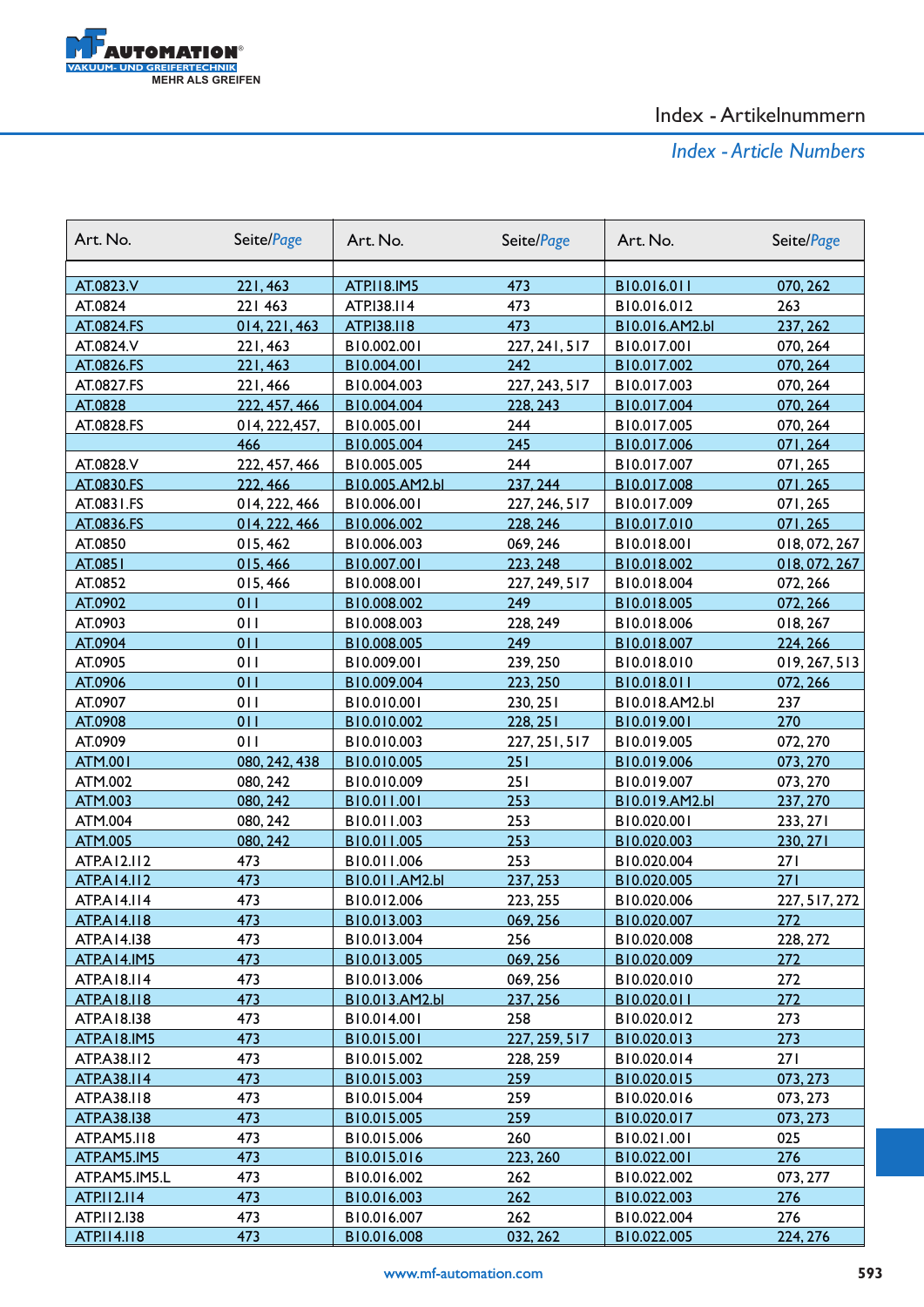# Index - Artikelnummern

*Index - Article Numbers*

| Art. No. | Seite/*Page* | Art. No. | Seite/*Page* | Art. No. | Seite/*Page* |
|---|---|---|---|---|---|
| AT.0823.V | 221, 463 | ATP.I18.IM5 | 473 | B10.016.011 | 070, 262 |
| AT.0824 | 221 463 | ATP.I38.I14 | 473 | B10.016.012 | 263 |
| AT.0824.FS | 014, 221, 463 | ATP.I38.I18 | 473 | B10.016.AM2.bl | 237, 262 |
| AT.0824.V | 221, 463 | B10.002.001 | 227, 241, 517 | B10.017.001 | 070, 264 |
| AT.0826.FS | 221, 463 | B10.004.001 | 242 | B10.017.002 | 070, 264 |
| AT.0827.FS | 221, 466 | B10.004.003 | 227, 243, 517 | B10.017.003 | 070, 264 |
| AT.0828 | 222, 457, 466 | B10.004.004 | 228, 243 | B10.017.004 | 070, 264 |
| AT.0828.FS | 014, 222,457, | B10.005.001 | 244 | B10.017.005 | 070, 264 |
| | 466 | B10.005.004 | 245 | B10.017.006 | 071, 264 |
| AT.0828.V | 222, 457, 466 | B10.005.005 | 244 | B10.017.007 | 071, 265 |
| AT.0830.FS | 222, 466 | B10.005.AM2.bl | 237, 244 | B10.017.008 | 071, 265 |
| AT.0831.FS | 014, 222, 466 | B10.006.001 | 227, 246, 517 | B10.017.009 | 071, 265 |
| AT.0836.FS | 014, 222, 466 | B10.006.002 | 228, 246 | B10.017.010 | 071, 265 |
| AT.0850 | 015, 462 | B10.006.003 | 069, 246 | B10.018.001 | 018, 072, 267 |
| AT.0851 | 015, 466 | B10.007.001 | 223, 248 | B10.018.002 | 018, 072, 267 |
| AT.0852 | 015, 466 | B10.008.001 | 227, 249, 517 | B10.018.004 | 072, 266 |
| AT.0902 | 011 | B10.008.002 | 249 | B10.018.005 | 072, 266 |
| AT.0903 | 011 | B10.008.003 | 228, 249 | B10.018.006 | 018, 267 |
| AT.0904 | 011 | B10.008.005 | 249 | B10.018.007 | 224, 266 |
| AT.0905 | 011 | B10.009.001 | 239, 250 | B10.018.010 | 019, 267, 513 |
| AT.0906 | 011 | B10.009.004 | 223, 250 | B10.018.011 | 072, 266 |
| AT.0907 | 011 | B10.010.001 | 230, 251 | B10.018.AM2.bl | 237 |
| AT.0908 | 011 | B10.010.002 | 228, 251 | B10.019.001 | 270 |
| AT.0909 | 011 | B10.010.003 | 227, 251, 517 | B10.019.005 | 072, 270 |
| ATM.001 | 080, 242, 438 | B10.010.005 | 251 | B10.019.006 | 073, 270 |
| ATM.002 | 080, 242 | B10.010.009 | 251 | B10.019.007 | 073, 270 |
| ATM.003 | 080, 242 | B10.011.001 | 253 | B10.019.AM2.bl | 237, 270 |
| ATM.004 | 080, 242 | B10.011.003 | 253 | B10.020.001 | 233, 271 |
| ATM.005 | 080, 242 | B10.011.005 | 253 | B10.020.003 | 230, 271 |
| ATP.A12.I12 | 473 | B10.011.006 | 253 | B10.020.004 | 271 |
| ATP.A14.I12 | 473 | B10.011.AM2.bl | 237, 253 | B10.020.005 | 271 |
| ATP.A14.I14 | 473 | B10.012.006 | 223, 255 | B10.020.006 | 227, 517, 272 |
| ATP.A14.I18 | 473 | B10.013.003 | 069, 256 | B10.020.007 | 272 |
| ATP.A14.I38 | 473 | B10.013.004 | 256 | B10.020.008 | 228, 272 |
| ATP.A14.IM5 | 473 | B10.013.005 | 069, 256 | B10.020.009 | 272 |
| ATP.A18.I14 | 473 | B10.013.006 | 069, 256 | B10.020.010 | 272 |
| ATP.A18.I18 | 473 | B10.013.AM2.bl | 237, 256 | B10.020.011 | 272 |
| ATP.A18.I38 | 473 | B10.014.001 | 258 | B10.020.012 | 273 |
| ATP.A18.IM5 | 473 | B10.015.001 | 227, 259, 517 | B10.020.013 | 273 |
| ATP.A38.I12 | 473 | B10.015.002 | 228, 259 | B10.020.014 | 271 |
| ATP.A38.I14 | 473 | B10.015.003 | 259 | B10.020.015 | 073, 273 |
| ATP.A38.I18 | 473 | B10.015.004 | 259 | B10.020.016 | 073, 273 |
| ATP.A38.I38 | 473 | B10.015.005 | 259 | B10.020.017 | 073, 273 |
| ATP.AM5.I18 | 473 | B10.015.006 | 260 | B10.021.001 | 025 |
| ATP.AM5.IM5 | 473 | B10.015.016 | 223, 260 | B10.022.001 | 276 |
| ATP.AM5.IM5.L | 473 | B10.016.002 | 262 | B10.022.002 | 073, 277 |
| ATP.I12.I14 | 473 | B10.016.003 | 262 | B10.022.003 | 276 |
| ATP.I12.I38 | 473 | B10.016.007 | 262 | B10.022.004 | 276 |
| ATP.I14.I18 | 473 | B10.016.008 | 032, 262 | B10.022.005 | 224, 276 |

www.mf-automation.com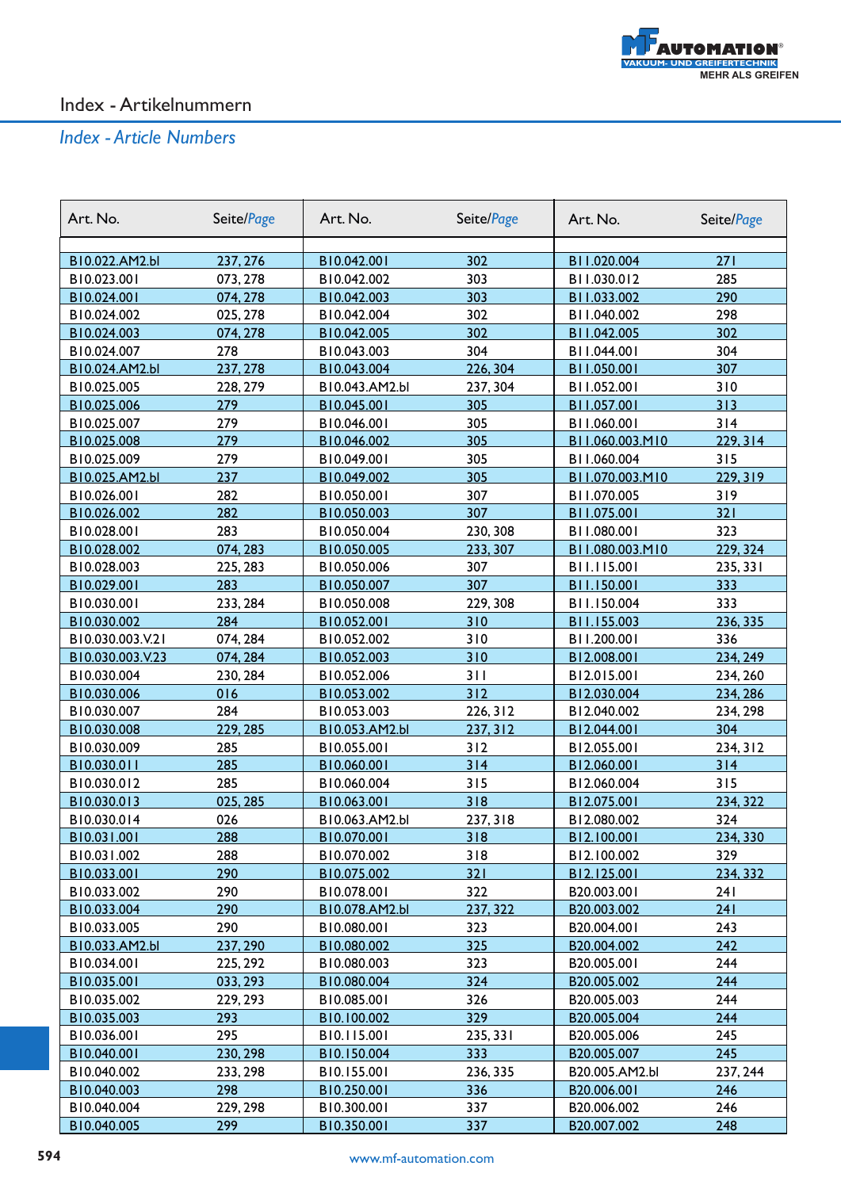# Index - Artikelnummern

## *Index - Article Numbers*

| Art. No. | Seite/*Page* | Art. No. | Seite/*Page* | Art. No. | Seite/*Page* |
|---|---|---|---|---|---|
| B10.022.AM2.bl | 237, 276 | B10.042.001 | 302 | B11.020.004 | 271 |
| B10.023.001 | 073, 278 | B10.042.002 | 303 | B11.030.012 | 285 |
| B10.024.001 | 074, 278 | B10.042.003 | 303 | B11.033.002 | 290 |
| B10.024.002 | 025, 278 | B10.042.004 | 302 | B11.040.002 | 298 |
| B10.024.003 | 074, 278 | B10.042.005 | 302 | B11.042.005 | 302 |
| B10.024.007 | 278 | B10.043.003 | 304 | B11.044.001 | 304 |
| B10.024.AM2.bl | 237, 278 | B10.043.004 | 226, 304 | B11.050.001 | 307 |
| B10.025.005 | 228, 279 | B10.043.AM2.bl | 237, 304 | B11.052.001 | 310 |
| B10.025.006 | 279 | B10.045.001 | 305 | B11.057.001 | 313 |
| B10.025.007 | 279 | B10.046.001 | 305 | B11.060.001 | 314 |
| B10.025.008 | 279 | B10.046.002 | 305 | B11.060.003.M10 | 229, 314 |
| B10.025.009 | 279 | B10.049.001 | 305 | B11.060.004 | 315 |
| B10.025.AM2.bl | 237 | B10.049.002 | 305 | B11.070.003.M10 | 229, 319 |
| B10.026.001 | 282 | B10.050.001 | 307 | B11.070.005 | 319 |
| B10.026.002 | 282 | B10.050.003 | 307 | B11.075.001 | 321 |
| B10.028.001 | 283 | B10.050.004 | 230, 308 | B11.080.001 | 323 |
| B10.028.002 | 074, 283 | B10.050.005 | 233, 307 | B11.080.003.M10 | 229, 324 |
| B10.028.003 | 225, 283 | B10.050.006 | 307 | B11.115.001 | 235, 331 |
| B10.029.001 | 283 | B10.050.007 | 307 | B11.150.001 | 333 |
| B10.030.001 | 233, 284 | B10.050.008 | 229, 308 | B11.150.004 | 333 |
| B10.030.002 | 284 | B10.052.001 | 310 | B11.155.003 | 236, 335 |
| B10.030.003.V.21 | 074, 284 | B10.052.002 | 310 | B11.200.001 | 336 |
| B10.030.003.V.23 | 074, 284 | B10.052.003 | 310 | B12.008.001 | 234, 249 |
| B10.030.004 | 230, 284 | B10.052.006 | 311 | B12.015.001 | 234, 260 |
| B10.030.006 | 016 | B10.053.002 | 312 | B12.030.004 | 234, 286 |
| B10.030.007 | 284 | B10.053.003 | 226, 312 | B12.040.002 | 234, 298 |
| B10.030.008 | 229, 285 | B10.053.AM2.bl | 237, 312 | B12.044.001 | 304 |
| B10.030.009 | 285 | B10.055.001 | 312 | B12.055.001 | 234, 312 |
| B10.030.011 | 285 | B10.060.001 | 314 | B12.060.001 | 314 |
| B10.030.012 | 285 | B10.060.004 | 315 | B12.060.004 | 315 |
| B10.030.013 | 025, 285 | B10.063.001 | 318 | B12.075.001 | 234, 322 |
| B10.030.014 | 026 | B10.063.AM2.bl | 237, 318 | B12.080.002 | 324 |
| B10.031.001 | 288 | B10.070.001 | 318 | B12.100.001 | 234, 330 |
| B10.031.002 | 288 | B10.070.002 | 318 | B12.100.002 | 329 |
| B10.033.001 | 290 | B10.075.002 | 321 | B12.125.001 | 234, 332 |
| B10.033.002 | 290 | B10.078.001 | 322 | B20.003.001 | 241 |
| B10.033.004 | 290 | B10.078.AM2.bl | 237, 322 | B20.003.002 | 241 |
| B10.033.005 | 290 | B10.080.001 | 323 | B20.004.001 | 243 |
| B10.033.AM2.bl | 237, 290 | B10.080.002 | 325 | B20.004.002 | 242 |
| B10.034.001 | 225, 292 | B10.080.003 | 323 | B20.005.001 | 244 |
| B10.035.001 | 033, 293 | B10.080.004 | 324 | B20.005.002 | 244 |
| B10.035.002 | 229, 293 | B10.085.001 | 326 | B20.005.003 | 244 |
| B10.035.003 | 293 | B10.100.002 | 329 | B20.005.004 | 244 |
| B10.036.001 | 295 | B10.115.001 | 235, 331 | B20.005.006 | 245 |
| B10.040.001 | 230, 298 | B10.150.004 | 333 | B20.005.007 | 245 |
| B10.040.002 | 233, 298 | B10.155.001 | 236, 335 | B20.005.AM2.bl | 237, 244 |
| B10.040.003 | 298 | B10.250.001 | 336 | B20.006.001 | 246 |
| B10.040.004 | 229, 298 | B10.300.001 | 337 | B20.006.002 | 246 |
| B10.040.005 | 299 | B10.350.001 | 337 | B20.007.002 | 248 |

www.mf-automation.com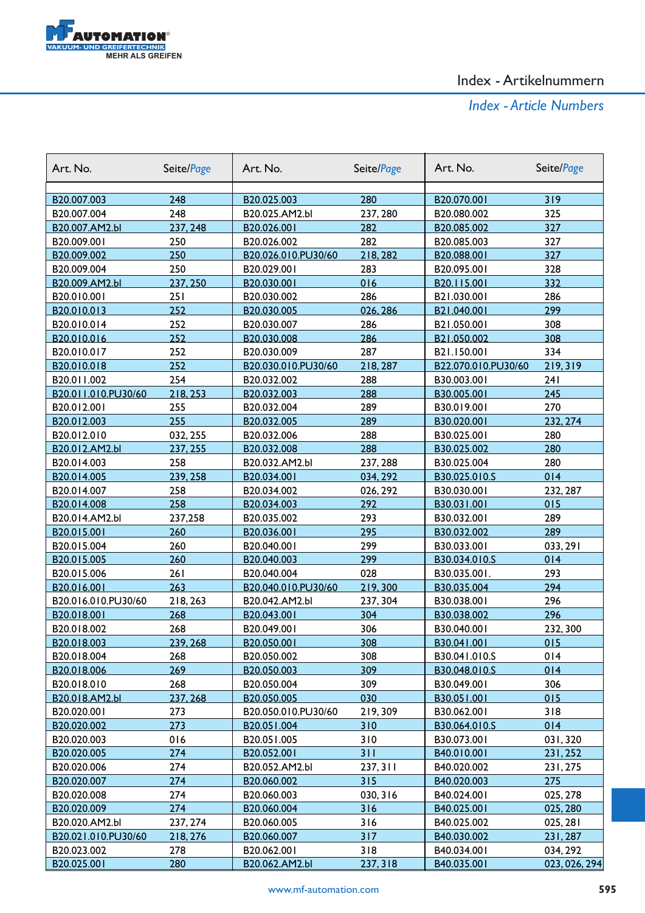# Index - Artikelnummern

## *Index - Article Numbers*

| Art. No. | Seite/*Page* | Art. No. | Seite/*Page* | Art. No. | Seite/*Page* |
|---|---|---|---|---|---|
| B20.007.003 | 248 | B20.025.003 | 280 | B20.070.001 | 319 |
| B20.007.004 | 248 | B20.025.AM2.bl | 237, 280 | B20.080.002 | 325 |
| B20.007.AM2.bl | 237, 248 | B20.026.001 | 282 | B20.085.002 | 327 |
| B20.009.001 | 250 | B20.026.002 | 282 | B20.085.003 | 327 |
| B20.009.002 | 250 | B20.026.010.PU30/60 | 218, 282 | B20.088.001 | 327 |
| B20.009.004 | 250 | B20.029.001 | 283 | B20.095.001 | 328 |
| B20.009.AM2.bl | 237, 250 | B20.030.001 | 016 | B20.115.001 | 332 |
| B20.010.001 | 251 | B20.030.002 | 286 | B21.030.001 | 286 |
| B20.010.013 | 252 | B20.030.005 | 026, 286 | B21.040.001 | 299 |
| B20.010.014 | 252 | B20.030.007 | 286 | B21.050.001 | 308 |
| B20.010.016 | 252 | B20.030.008 | 286 | B21.050.002 | 308 |
| B20.010.017 | 252 | B20.030.009 | 287 | B21.150.001 | 334 |
| B20.010.018 | 252 | B20.030.010.PU30/60 | 218, 287 | B22.070.010.PU30/60 | 219, 319 |
| B20.011.002 | 254 | B20.032.002 | 288 | B30.003.001 | 241 |
| B20.011.010.PU30/60 | 218, 253 | B20.032.003 | 288 | B30.005.001 | 245 |
| B20.012.001 | 255 | B20.032.004 | 289 | B30.019.001 | 270 |
| B20.012.003 | 255 | B20.032.005 | 289 | B30.020.001 | 232, 274 |
| B20.012.010 | 032, 255 | B20.032.006 | 288 | B30.025.001 | 280 |
| B20.012.AM2.bl | 237, 255 | B20.032.008 | 288 | B30.025.002 | 280 |
| B20.014.003 | 258 | B20.032.AM2.bl | 237, 288 | B30.025.004 | 280 |
| B20.014.005 | 239, 258 | B20.034.001 | 034, 292 | B30.025.010.S | 014 |
| B20.014.007 | 258 | B20.034.002 | 026, 292 | B30.030.001 | 232, 287 |
| B20.014.008 | 258 | B20.034.003 | 292 | B30.031.001 | 015 |
| B20.014.AM2.bl | 237,258 | B20.035.002 | 293 | B30.032.001 | 289 |
| B20.015.001 | 260 | B20.036.001 | 295 | B30.032.002 | 289 |
| B20.015.004 | 260 | B20.040.001 | 299 | B30.033.001 | 033, 291 |
| B20.015.005 | 260 | B20.040.003 | 299 | B30.034.010.S | 014 |
| B20.015.006 | 261 | B20.040.004 | 028 | B30.035.001. | 293 |
| B20.016.001 | 263 | B20.040.010.PU30/60 | 219, 300 | B30.035.004 | 294 |
| B20.016.010.PU30/60 | 218, 263 | B20.042.AM2.bl | 237, 304 | B30.038.001 | 296 |
| B20.018.001 | 268 | B20.043.001 | 304 | B30.038.002 | 296 |
| B20.018.002 | 268 | B20.049.001 | 306 | B30.040.001 | 232, 300 |
| B20.018.003 | 239, 268 | B20.050.001 | 308 | B30.041.001 | 015 |
| B20.018.004 | 268 | B20.050.002 | 308 | B30.041.010.S | 014 |
| B20.018.006 | 269 | B20.050.003 | 309 | B30.048.010.S | 014 |
| B20.018.010 | 268 | B20.050.004 | 309 | B30.049.001 | 306 |
| B20.018.AM2.bl | 237, 268 | B20.050.005 | 030 | B30.051.001 | 015 |
| B20.020.001 | 273 | B20.050.010.PU30/60 | 219, 309 | B30.062.001 | 318 |
| B20.020.002 | 273 | B20.051.004 | 310 | B30.064.010.S | 014 |
| B20.020.003 | 016 | B20.051.005 | 310 | B30.073.001 | 031, 320 |
| B20.020.005 | 274 | B20.052.001 | 311 | B40.010.001 | 231, 252 |
| B20.020.006 | 274 | B20.052.AM2.bl | 237, 311 | B40.020.002 | 231, 275 |
| B20.020.007 | 274 | B20.060.002 | 315 | B40.020.003 | 275 |
| B20.020.008 | 274 | B20.060.003 | 030, 316 | B40.024.001 | 025, 278 |
| B20.020.009 | 274 | B20.060.004 | 316 | B40.025.001 | 025, 280 |
| B20.020.AM2.bl | 237, 274 | B20.060.005 | 316 | B40.025.002 | 025, 281 |
| B20.021.010.PU30/60 | 218, 276 | B20.060.007 | 317 | B40.030.002 | 231, 287 |
| B20.023.002 | 278 | B20.062.001 | 318 | B40.034.001 | 034, 292 |
| B20.025.001 | 280 | B20.062.AM2.bl | 237, 318 | B40.035.001 | 023, 026, 294 |

www.mf-automation.com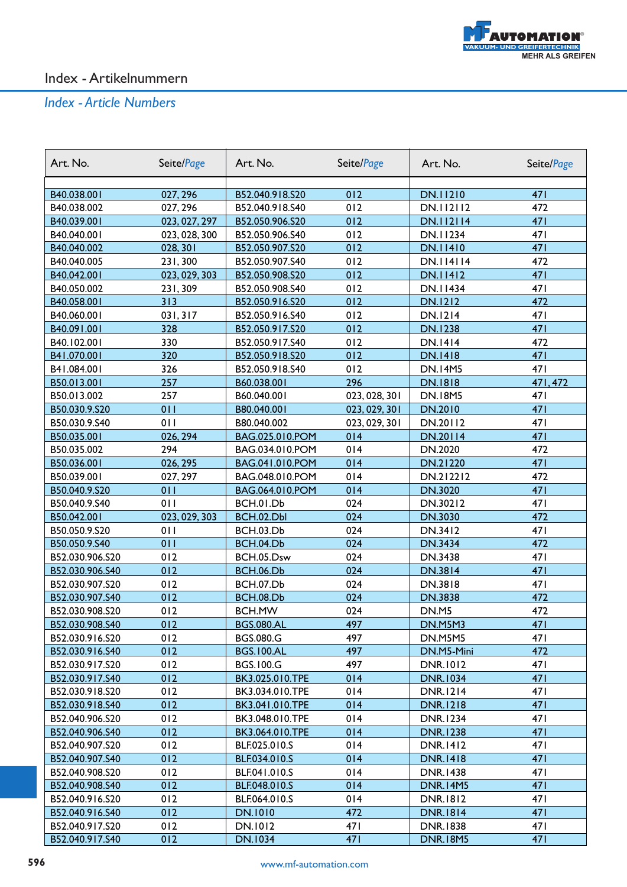# Index - Artikelnummern

## *Index - Article Numbers*

| Art. No. | Seite/*Page* | Art. No. | Seite/*Page* | Art. No. | Seite/*Page* |
|---|---|---|---|---|---|
| B40.038.001 | 027, 296 | B52.040.918.S20 | 012 | DN.11210 | 471 |
| B40.038.002 | 027, 296 | B52.040.918.S40 | 012 | DN.112112 | 472 |
| B40.039.001 | 023, 027, 297 | B52.050.906.S20 | 012 | DN.112114 | 471 |
| B40.040.001 | 023, 028, 300 | B52.050.906.S40 | 012 | DN.11234 | 471 |
| B40.040.002 | 028, 301 | B52.050.907.S20 | 012 | DN.11410 | 471 |
| B40.040.005 | 231, 300 | B52.050.907.S40 | 012 | DN.114114 | 472 |
| B40.042.001 | 023, 029, 303 | B52.050.908.S20 | 012 | DN.11412 | 471 |
| B40.050.002 | 231, 309 | B52.050.908.S40 | 012 | DN.11434 | 471 |
| B40.058.001 | 313 | B52.050.916.S20 | 012 | DN.1212 | 472 |
| B40.060.001 | 031, 317 | B52.050.916.S40 | 012 | DN.1214 | 471 |
| B40.091.001 | 328 | B52.050.917.S20 | 012 | DN.1238 | 471 |
| B40.102.001 | 330 | B52.050.917.S40 | 012 | DN.1414 | 472 |
| B41.070.001 | 320 | B52.050.918.S20 | 012 | DN.1418 | 471 |
| B41.084.001 | 326 | B52.050.918.S40 | 012 | DN.14M5 | 471 |
| B50.013.001 | 257 | B60.038.001 | 296 | DN.1818 | 471, 472 |
| B50.013.002 | 257 | B60.040.001 | 023, 028, 301 | DN.18M5 | 471 |
| B50.030.9.S20 | 011 | B80.040.001 | 023, 029, 301 | DN.2010 | 471 |
| B50.030.9.S40 | 011 | B80.040.002 | 023, 029, 301 | DN.20112 | 471 |
| B50.035.001 | 026, 294 | BAG.025.010.POM | 014 | DN.20114 | 471 |
| B50.035.002 | 294 | BAG.034.010.POM | 014 | DN.2020 | 472 |
| B50.036.001 | 026, 295 | BAG.041.010.POM | 014 | DN.21220 | 471 |
| B50.039.001 | 027, 297 | BAG.048.010.POM | 014 | DN.212212 | 472 |
| B50.040.9.S20 | 011 | BAG.064.010.POM | 014 | DN.3020 | 471 |
| B50.040.9.S40 | 011 | BCH.01.Db | 024 | DN.30212 | 471 |
| B50.042.001 | 023, 029, 303 | BCH.02.Dbl | 024 | DN.3030 | 472 |
| B50.050.9.S20 | 011 | BCH.03.Db | 024 | DN.3412 | 471 |
| B50.050.9.S40 | 011 | BCH.04.Db | 024 | DN.3434 | 472 |
| B52.030.906.S20 | 012 | BCH.05.Dsw | 024 | DN.3438 | 471 |
| B52.030.906.S40 | 012 | BCH.06.Db | 024 | DN.3814 | 471 |
| B52.030.907.S20 | 012 | BCH.07.Db | 024 | DN.3818 | 471 |
| B52.030.907.S40 | 012 | BCH.08.Db | 024 | DN.3838 | 472 |
| B52.030.908.S20 | 012 | BCH.MW | 024 | DN.M5 | 472 |
| B52.030.908.S40 | 012 | BGS.080.AL | 497 | DN.M5M3 | 471 |
| B52.030.916.S20 | 012 | BGS.080.G | 497 | DN.M5M5 | 471 |
| B52.030.916.S40 | 012 | BGS.100.AL | 497 | DN.M5-Mini | 472 |
| B52.030.917.S20 | 012 | BGS.100.G | 497 | DNR.1012 | 471 |
| B52.030.917.S40 | 012 | BK3.025.010.TPE | 014 | DNR.1034 | 471 |
| B52.030.918.S20 | 012 | BK3.034.010.TPE | 014 | DNR.1214 | 471 |
| B52.030.918.S40 | 012 | BK3.041.010.TPE | 014 | DNR.1218 | 471 |
| B52.040.906.S20 | 012 | BK3.048.010.TPE | 014 | DNR.1234 | 471 |
| B52.040.906.S40 | 012 | BK3.064.010.TPE | 014 | DNR.1238 | 471 |
| B52.040.907.S20 | 012 | BLF.025.010.S | 014 | DNR.1412 | 471 |
| B52.040.907.S40 | 012 | BLF.034.010.S | 014 | DNR.1418 | 471 |
| B52.040.908.S20 | 012 | BLF.041.010.S | 014 | DNR.1438 | 471 |
| B52.040.908.S40 | 012 | BLF.048.010.S | 014 | DNR.14M5 | 471 |
| B52.040.916.S20 | 012 | BLF.064.010.S | 014 | DNR.1812 | 471 |
| B52.040.916.S40 | 012 | DN.1010 | 472 | DNR.1814 | 471 |
| B52.040.917.S20 | 012 | DN.1012 | 471 | DNR.1838 | 471 |
| B52.040.917.S40 | 012 | DN.1034 | 471 | DNR.18M5 | 471 |

www.mf-automation.com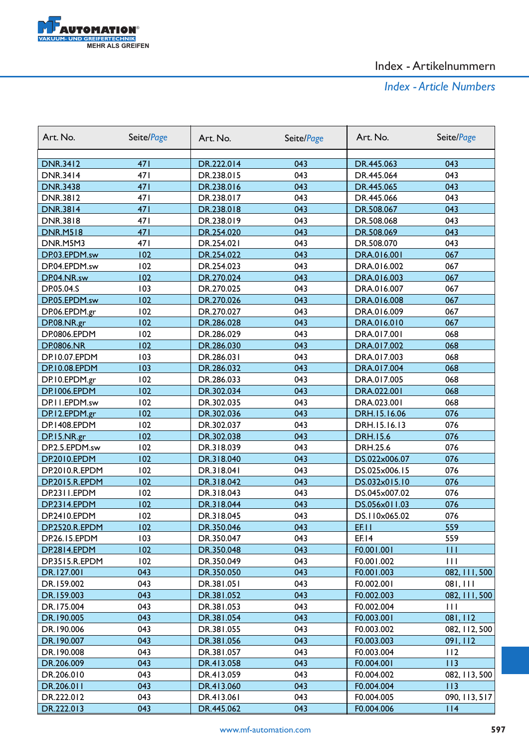# Index - Artikelnummern

## *Index - Article Numbers*

| Art. No. | Seite/*Page* | Art. No. | Seite/*Page* | Art. No. | Seite/*Page* |
|---|---|---|---|---|---|
| DNR.3412 | 471 | DR.222.014 | 043 | DR.445.063 | 043 |
| DNR.3414 | 471 | DR.238.015 | 043 | DR.445.064 | 043 |
| DNR.3438 | 471 | DR.238.016 | 043 | DR.445.065 | 043 |
| DNR.3812 | 471 | DR.238.017 | 043 | DR.445.066 | 043 |
| DNR.3814 | 471 | DR.238.018 | 043 | DR.508.067 | 043 |
| DNR.3818 | 471 | DR.238.019 | 043 | DR.508.068 | 043 |
| DNR.M518 | 471 | DR.254.020 | 043 | DR.508.069 | 043 |
| DNR.M5M3 | 471 | DR.254.021 | 043 | DR.508.070 | 043 |
| DP.03.EPDM.sw | 102 | DR.254.022 | 043 | DRA.016.001 | 067 |
| DP.04.EPDM.sw | 102 | DR.254.023 | 043 | DRA.016.002 | 067 |
| DP.04.NR.sw | 102 | DR.270.024 | 043 | DRA.016.003 | 067 |
| DP.05.04.S | 103 | DR.270.025 | 043 | DRA.016.007 | 067 |
| DP.05.EPDM.sw | 102 | DR.270.026 | 043 | DRA.016.008 | 067 |
| DP.06.EPDM.gr | 102 | DR.270.027 | 043 | DRA.016.009 | 067 |
| DP.08.NR.gr | 102 | DR.286.028 | 043 | DRA.016.010 | 067 |
| DP.0806.EPDM | 102 | DR.286.029 | 043 | DRA.017.001 | 068 |
| DP.0806.NR | 102 | DR.286.030 | 043 | DRA.017.002 | 068 |
| DP.10.07.EPDM | 103 | DR.286.031 | 043 | DRA.017.003 | 068 |
| DP.10.08.EPDM | 103 | DR.286.032 | 043 | DRA.017.004 | 068 |
| DP.10.EPDM.gr | 102 | DR.286.033 | 043 | DRA.017.005 | 068 |
| DP.1006.EPDM | 102 | DR.302.034 | 043 | DRA.022.001 | 068 |
| DP.11.EPDM.sw | 102 | DR.302.035 | 043 | DRA.023.001 | 068 |
| DP.12.EPDM.gr | 102 | DR.302.036 | 043 | DRH.15.16.06 | 076 |
| DP.1408.EPDM | 102 | DR.302.037 | 043 | DRH.15.16.13 | 076 |
| DP.15.NR.gr | 102 | DR.302.038 | 043 | DRH.15.6 | 076 |
| DP.2.5.EPDM.sw | 102 | DR.318.039 | 043 | DRH.25.6 | 076 |
| DP.2010.EPDM | 102 | DR.318.040 | 043 | DS.022x006.07 | 076 |
| DP.2010.R.EPDM | 102 | DR.318.041 | 043 | DS.025x006.15 | 076 |
| DP.2015.R.EPDM | 102 | DR.318.042 | 043 | DS.032x015.10 | 076 |
| DP.2311.EPDM | 102 | DR.318.043 | 043 | DS.045x007.02 | 076 |
| DP.2314.EPDM | 102 | DR.318.044 | 043 | DS.056x011.03 | 076 |
| DP.2410.EPDM | 102 | DR.318.045 | 043 | DS.110x065.02 | 076 |
| DP.2520.R.EPDM | 102 | DR.350.046 | 043 | EF.11 | 559 |
| DP.26.15.EPDM | 103 | DR.350.047 | 043 | EF.14 | 559 |
| DP.2814.EPDM | 102 | DR.350.048 | 043 | F0.001.001 | 111 |
| DP.3515.R.EPDM | 102 | DR.350.049 | 043 | F0.001.002 | 111 |
| DR.127.001 | 043 | DR.350.050 | 043 | F0.001.003 | 082, 111, 500 |
| DR.159.002 | 043 | DR.381.051 | 043 | F0.002.001 | 081, 111 |
| DR.159.003 | 043 | DR.381.052 | 043 | F0.002.003 | 082, 111, 500 |
| DR.175.004 | 043 | DR.381.053 | 043 | F0.002.004 | 111 |
| DR.190.005 | 043 | DR.381.054 | 043 | F0.003.001 | 081, 112 |
| DR.190.006 | 043 | DR.381.055 | 043 | F0.003.002 | 082, 112, 500 |
| DR.190.007 | 043 | DR.381.056 | 043 | F0.003.003 | 091, 112 |
| DR.190.008 | 043 | DR.381.057 | 043 | F0.003.004 | 112 |
| DR.206.009 | 043 | DR.413.058 | 043 | F0.004.001 | 113 |
| DR.206.010 | 043 | DR.413.059 | 043 | F0.004.002 | 082, 113, 500 |
| DR.206.011 | 043 | DR.413.060 | 043 | F0.004.004 | 113 |
| DR.222.012 | 043 | DR.413.061 | 043 | F0.004.005 | 090, 113, 517 |
| DR.222.013 | 043 | DR.445.062 | 043 | F0.004.006 | 114 |

www.mf-automation.com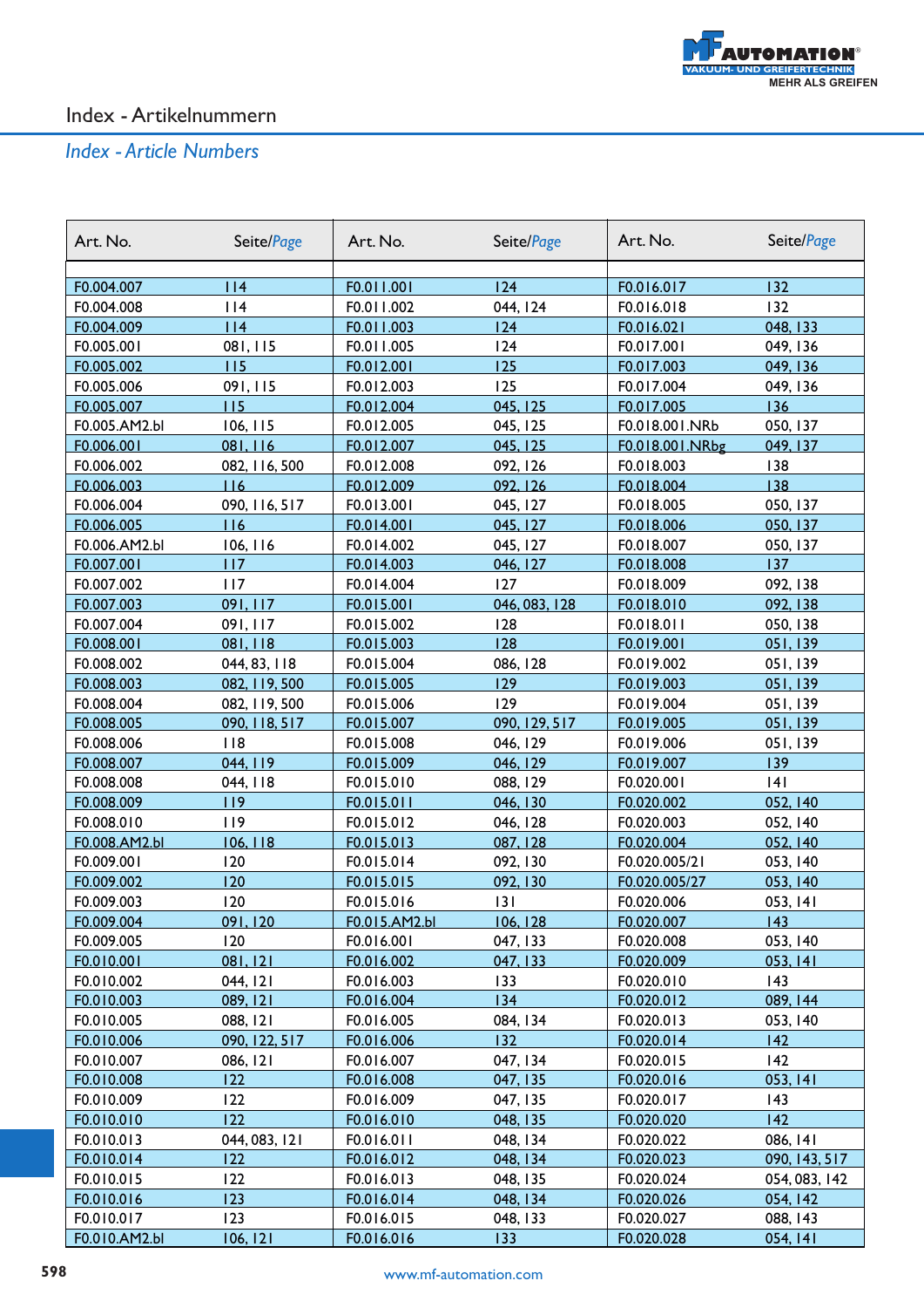# Index - Artikelnummern

## *Index - Article Numbers*

| Art. No. | Seite/*Page* | Art. No. | Seite/*Page* | Art. No. | Seite/*Page* |
|---|---|---|---|---|---|
| F0.004.007 | 114 | F0.011.001 | 124 | F0.016.017 | 132 |
| F0.004.008 | 114 | F0.011.002 | 044, 124 | F0.016.018 | 132 |
| F0.004.009 | 114 | F0.011.003 | 124 | F0.016.021 | 048, 133 |
| F0.005.001 | 081, 115 | F0.011.005 | 124 | F0.017.001 | 049, 136 |
| F0.005.002 | 115 | F0.012.001 | 125 | F0.017.003 | 049, 136 |
| F0.005.006 | 091, 115 | F0.012.003 | 125 | F0.017.004 | 049, 136 |
| F0.005.007 | 115 | F0.012.004 | 045, 125 | F0.017.005 | 136 |
| F0.005.AM2.bl | 106, 115 | F0.012.005 | 045, 125 | F0.018.001.NRb | 050, 137 |
| F0.006.001 | 081, 116 | F0.012.007 | 045, 125 | F0.018.001.NRbg | 049, 137 |
| F0.006.002 | 082, 116, 500 | F0.012.008 | 092, 126 | F0.018.003 | 138 |
| F0.006.003 | 116 | F0.012.009 | 092, 126 | F0.018.004 | 138 |
| F0.006.004 | 090, 116, 517 | F0.013.001 | 045, 127 | F0.018.005 | 050, 137 |
| F0.006.005 | 116 | F0.014.001 | 045, 127 | F0.018.006 | 050, 137 |
| F0.006.AM2.bl | 106, 116 | F0.014.002 | 045, 127 | F0.018.007 | 050, 137 |
| F0.007.001 | 117 | F0.014.003 | 046, 127 | F0.018.008 | 137 |
| F0.007.002 | 117 | F0.014.004 | 127 | F0.018.009 | 092, 138 |
| F0.007.003 | 091, 117 | F0.015.001 | 046, 083, 128 | F0.018.010 | 092, 138 |
| F0.007.004 | 091, 117 | F0.015.002 | 128 | F0.018.011 | 050, 138 |
| F0.008.001 | 081, 118 | F0.015.003 | 128 | F0.019.001 | 051, 139 |
| F0.008.002 | 044, 83, 118 | F0.015.004 | 086, 128 | F0.019.002 | 051, 139 |
| F0.008.003 | 082, 119, 500 | F0.015.005 | 129 | F0.019.003 | 051, 139 |
| F0.008.004 | 082, 119, 500 | F0.015.006 | 129 | F0.019.004 | 051, 139 |
| F0.008.005 | 090, 118, 517 | F0.015.007 | 090, 129, 517 | F0.019.005 | 051, 139 |
| F0.008.006 | 118 | F0.015.008 | 046, 129 | F0.019.006 | 051, 139 |
| F0.008.007 | 044, 119 | F0.015.009 | 046, 129 | F0.019.007 | 139 |
| F0.008.008 | 044, 118 | F0.015.010 | 088, 129 | F0.020.001 | 141 |
| F0.008.009 | 119 | F0.015.011 | 046, 130 | F0.020.002 | 052, 140 |
| F0.008.010 | 119 | F0.015.012 | 046, 128 | F0.020.003 | 052, 140 |
| F0.008.AM2.bl | 106, 118 | F0.015.013 | 087, 128 | F0.020.004 | 052, 140 |
| F0.009.001 | 120 | F0.015.014 | 092, 130 | F0.020.005/21 | 053, 140 |
| F0.009.002 | 120 | F0.015.015 | 092, 130 | F0.020.005/27 | 053, 140 |
| F0.009.003 | 120 | F0.015.016 | 131 | F0.020.006 | 053, 141 |
| F0.009.004 | 091, 120 | F0.015.AM2.bl | 106, 128 | F0.020.007 | 143 |
| F0.009.005 | 120 | F0.016.001 | 047, 133 | F0.020.008 | 053, 140 |
| F0.010.001 | 081, 121 | F0.016.002 | 047, 133 | F0.020.009 | 053, 141 |
| F0.010.002 | 044, 121 | F0.016.003 | 133 | F0.020.010 | 143 |
| F0.010.003 | 089, 121 | F0.016.004 | 134 | F0.020.012 | 089, 144 |
| F0.010.005 | 088, 121 | F0.016.005 | 084, 134 | F0.020.013 | 053, 140 |
| F0.010.006 | 090, 122, 517 | F0.016.006 | 132 | F0.020.014 | 142 |
| F0.010.007 | 086, 121 | F0.016.007 | 047, 134 | F0.020.015 | 142 |
| F0.010.008 | 122 | F0.016.008 | 047, 135 | F0.020.016 | 053, 141 |
| F0.010.009 | 122 | F0.016.009 | 047, 135 | F0.020.017 | 143 |
| F0.010.010 | 122 | F0.016.010 | 048, 135 | F0.020.020 | 142 |
| F0.010.013 | 044, 083, 121 | F0.016.011 | 048, 134 | F0.020.022 | 086, 141 |
| F0.010.014 | 122 | F0.016.012 | 048, 134 | F0.020.023 | 090, 143, 517 |
| F0.010.015 | 122 | F0.016.013 | 048, 135 | F0.020.024 | 054, 083, 142 |
| F0.010.016 | 123 | F0.016.014 | 048, 134 | F0.020.026 | 054, 142 |
| F0.010.017 | 123 | F0.016.015 | 048, 133 | F0.020.027 | 088, 143 |
| F0.010.AM2.bl | 106, 121 | F0.016.016 | 133 | F0.020.028 | 054, 141 |

www.mf-automation.com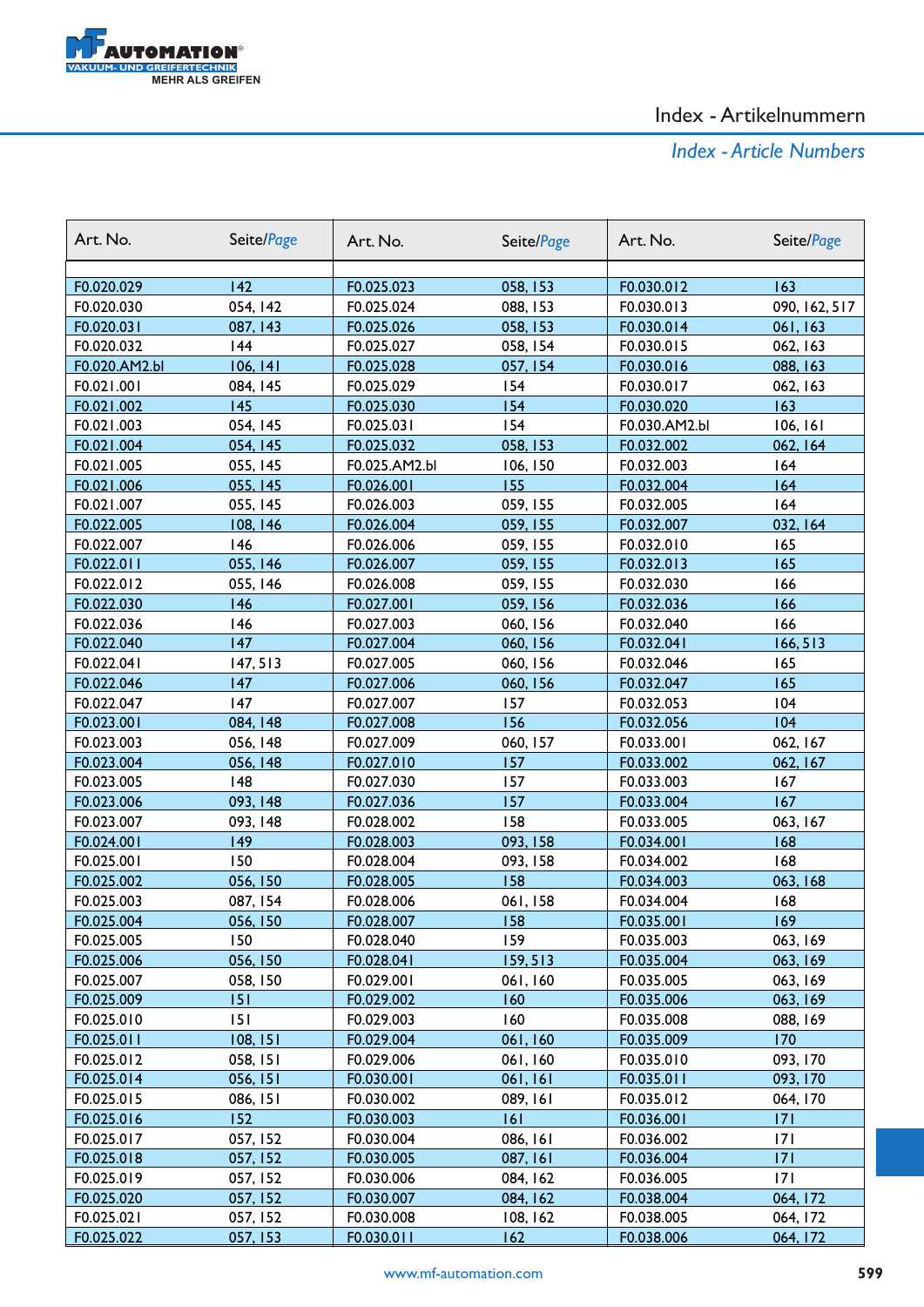# Index - Artikelnummern

## *Index - Article Numbers*

| Art. No. | Seite/*Page* | Art. No. | Seite/*Page* | Art. No. | Seite/*Page* |
|---|---|---|---|---|---|
| F0.020.029 | 142 | F0.025.023 | 058, 153 | F0.030.012 | 163 |
| F0.020.030 | 054, 142 | F0.025.024 | 088, 153 | F0.030.013 | 090, 162, 517 |
| F0.020.031 | 087, 143 | F0.025.026 | 058, 153 | F0.030.014 | 061, 163 |
| F0.020.032 | 144 | F0.025.027 | 058, 154 | F0.030.015 | 062, 163 |
| F0.020.AM2.bl | 106, 141 | F0.025.028 | 057, 154 | F0.030.016 | 088, 163 |
| F0.021.001 | 084, 145 | F0.025.029 | 154 | F0.030.017 | 062, 163 |
| F0.021.002 | 145 | F0.025.030 | 154 | F0.030.020 | 163 |
| F0.021.003 | 054, 145 | F0.025.031 | 154 | F0.030.AM2.bl | 106, 161 |
| F0.021.004 | 054, 145 | F0.025.032 | 058, 153 | F0.032.002 | 062, 164 |
| F0.021.005 | 055, 145 | F0.025.AM2.bl | 106, 150 | F0.032.003 | 164 |
| F0.021.006 | 055, 145 | F0.026.001 | 155 | F0.032.004 | 164 |
| F0.021.007 | 055, 145 | F0.026.003 | 059, 155 | F0.032.005 | 164 |
| F0.022.005 | 108, 146 | F0.026.004 | 059, 155 | F0.032.007 | 032, 164 |
| F0.022.007 | 146 | F0.026.006 | 059, 155 | F0.032.010 | 165 |
| F0.022.011 | 055, 146 | F0.026.007 | 059, 155 | F0.032.013 | 165 |
| F0.022.012 | 055, 146 | F0.026.008 | 059, 155 | F0.032.030 | 166 |
| F0.022.030 | 146 | F0.027.001 | 059, 156 | F0.032.036 | 166 |
| F0.022.036 | 146 | F0.027.003 | 060, 156 | F0.032.040 | 166 |
| F0.022.040 | 147 | F0.027.004 | 060, 156 | F0.032.041 | 166, 513 |
| F0.022.041 | 147, 513 | F0.027.005 | 060, 156 | F0.032.046 | 165 |
| F0.022.046 | 147 | F0.027.006 | 060, 156 | F0.032.047 | 165 |
| F0.022.047 | 147 | F0.027.007 | 157 | F0.032.053 | 104 |
| F0.023.001 | 084, 148 | F0.027.008 | 156 | F0.032.056 | 104 |
| F0.023.003 | 056, 148 | F0.027.009 | 060, 157 | F0.033.001 | 062, 167 |
| F0.023.004 | 056, 148 | F0.027.010 | 157 | F0.033.002 | 062, 167 |
| F0.023.005 | 148 | F0.027.030 | 157 | F0.033.003 | 167 |
| F0.023.006 | 093, 148 | F0.027.036 | 157 | F0.033.004 | 167 |
| F0.023.007 | 093, 148 | F0.028.002 | 158 | F0.033.005 | 063, 167 |
| F0.024.001 | 149 | F0.028.003 | 093, 158 | F0.034.001 | 168 |
| F0.025.001 | 150 | F0.028.004 | 093, 158 | F0.034.002 | 168 |
| F0.025.002 | 056, 150 | F0.028.005 | 158 | F0.034.003 | 063, 168 |
| F0.025.003 | 087, 154 | F0.028.006 | 061, 158 | F0.034.004 | 168 |
| F0.025.004 | 056, 150 | F0.028.007 | 158 | F0.035.001 | 169 |
| F0.025.005 | 150 | F0.028.040 | 159 | F0.035.003 | 063, 169 |
| F0.025.006 | 056, 150 | F0.028.041 | 159, 513 | F0.035.004 | 063, 169 |
| F0.025.007 | 058, 150 | F0.029.001 | 061, 160 | F0.035.005 | 063, 169 |
| F0.025.009 | 151 | F0.029.002 | 160 | F0.035.006 | 063, 169 |
| F0.025.010 | 151 | F0.029.003 | 160 | F0.035.008 | 088, 169 |
| F0.025.011 | 108, 151 | F0.029.004 | 061, 160 | F0.035.009 | 170 |
| F0.025.012 | 058, 151 | F0.029.006 | 061, 160 | F0.035.010 | 093, 170 |
| F0.025.014 | 056, 151 | F0.030.001 | 061, 161 | F0.035.011 | 093, 170 |
| F0.025.015 | 086, 151 | F0.030.002 | 089, 161 | F0.035.012 | 064, 170 |
| F0.025.016 | 152 | F0.030.003 | 161 | F0.036.001 | 171 |
| F0.025.017 | 057, 152 | F0.030.004 | 086, 161 | F0.036.002 | 171 |
| F0.025.018 | 057, 152 | F0.030.005 | 087, 161 | F0.036.004 | 171 |
| F0.025.019 | 057, 152 | F0.030.006 | 084, 162 | F0.036.005 | 171 |
| F0.025.020 | 057, 152 | F0.030.007 | 084, 162 | F0.038.004 | 064, 172 |
| F0.025.021 | 057, 152 | F0.030.008 | 108, 162 | F0.038.005 | 064, 172 |
| F0.025.022 | 057, 153 | F0.030.011 | 162 | F0.038.006 | 064, 172 |

www.mf-automation.com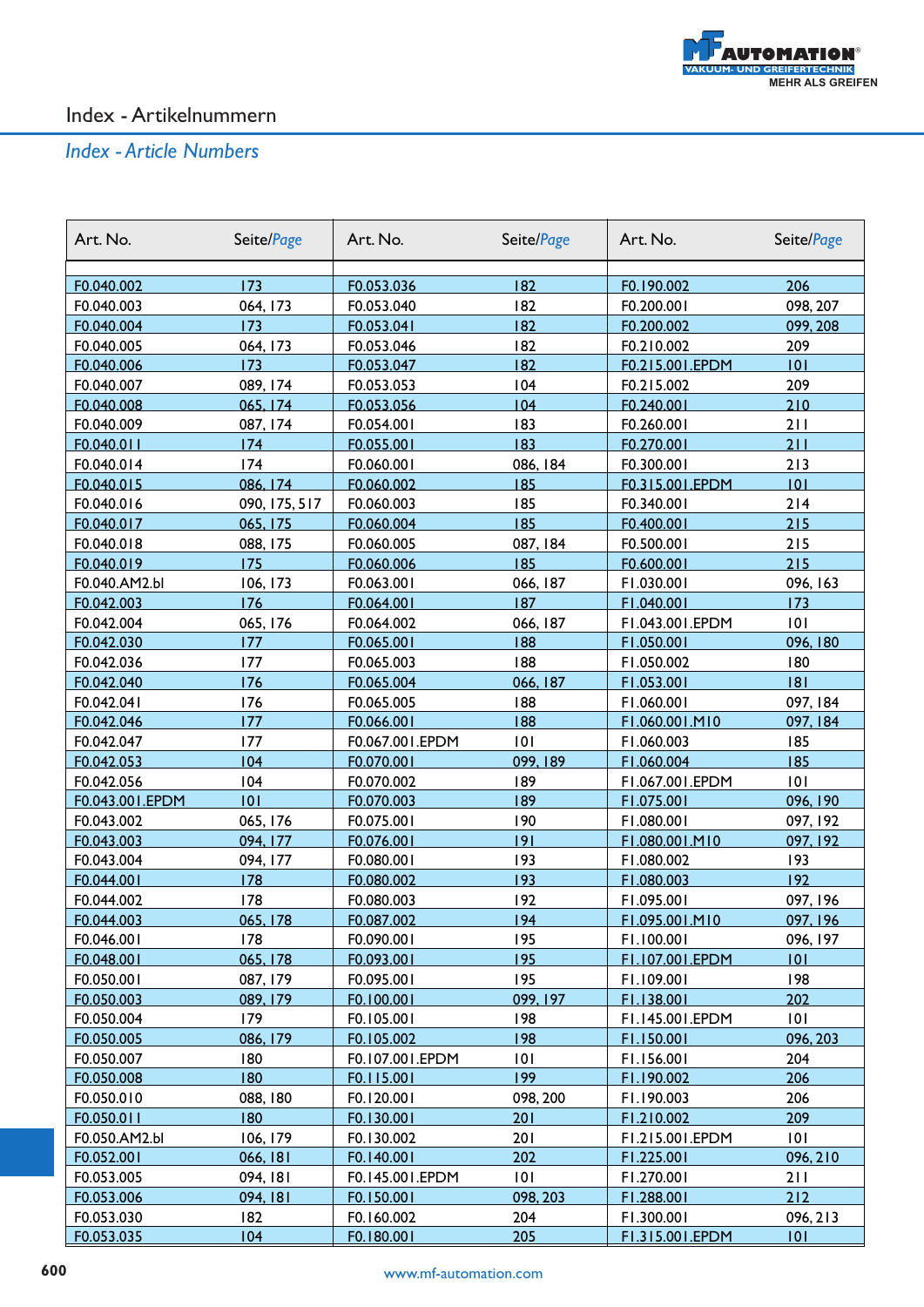# Index - Artikelnummern

## *Index - Article Numbers*

| Art. No. | Seite/*Page* | Art. No. | Seite/*Page* | Art. No. | Seite/*Page* |
|---|---|---|---|---|---|
| F0.040.002 | 173 | F0.053.036 | 182 | F0.190.002 | 206 |
| F0.040.003 | 064, 173 | F0.053.040 | 182 | F0.200.001 | 098, 207 |
| F0.040.004 | 173 | F0.053.041 | 182 | F0.200.002 | 099, 208 |
| F0.040.005 | 064, 173 | F0.053.046 | 182 | F0.210.002 | 209 |
| F0.040.006 | 173 | F0.053.047 | 182 | F0.215.001.EPDM | 101 |
| F0.040.007 | 089, 174 | F0.053.053 | 104 | F0.215.002 | 209 |
| F0.040.008 | 065, 174 | F0.053.056 | 104 | F0.240.001 | 210 |
| F0.040.009 | 087, 174 | F0.054.001 | 183 | F0.260.001 | 211 |
| F0.040.011 | 174 | F0.055.001 | 183 | F0.270.001 | 211 |
| F0.040.014 | 174 | F0.060.001 | 086, 184 | F0.300.001 | 213 |
| F0.040.015 | 086, 174 | F0.060.002 | 185 | F0.315.001.EPDM | 101 |
| F0.040.016 | 090, 175, 517 | F0.060.003 | 185 | F0.340.001 | 214 |
| F0.040.017 | 065, 175 | F0.060.004 | 185 | F0.400.001 | 215 |
| F0.040.018 | 088, 175 | F0.060.005 | 087, 184 | F0.500.001 | 215 |
| F0.040.019 | 175 | F0.060.006 | 185 | F0.600.001 | 215 |
| F0.040.AM2.bl | 106, 173 | F0.063.001 | 066, 187 | F1.030.001 | 096, 163 |
| F0.042.003 | 176 | F0.064.001 | 187 | F1.040.001 | 173 |
| F0.042.004 | 065, 176 | F0.064.002 | 066, 187 | F1.043.001.EPDM | 101 |
| F0.042.030 | 177 | F0.065.001 | 188 | F1.050.001 | 096, 180 |
| F0.042.036 | 177 | F0.065.003 | 188 | F1.050.002 | 180 |
| F0.042.040 | 176 | F0.065.004 | 066, 187 | F1.053.001 | 181 |
| F0.042.041 | 176 | F0.065.005 | 188 | F1.060.001 | 097, 184 |
| F0.042.046 | 177 | F0.066.001 | 188 | F1.060.001.M10 | 097, 184 |
| F0.042.047 | 177 | F0.067.001.EPDM | 101 | F1.060.003 | 185 |
| F0.042.053 | 104 | F0.070.001 | 099, 189 | F1.060.004 | 185 |
| F0.042.056 | 104 | F0.070.002 | 189 | F1.067.001.EPDM | 101 |
| F0.043.001.EPDM | 101 | F0.070.003 | 189 | F1.075.001 | 096, 190 |
| F0.043.002 | 065, 176 | F0.075.001 | 190 | F1.080.001 | 097, 192 |
| F0.043.003 | 094, 177 | F0.076.001 | 191 | F1.080.001.M10 | 097, 192 |
| F0.043.004 | 094, 177 | F0.080.001 | 193 | F1.080.002 | 193 |
| F0.044.001 | 178 | F0.080.002 | 193 | F1.080.003 | 192 |
| F0.044.002 | 178 | F0.080.003 | 192 | F1.095.001 | 097, 196 |
| F0.044.003 | 065, 178 | F0.087.002 | 194 | F1.095.001.M10 | 097, 196 |
| F0.046.001 | 178 | F0.090.001 | 195 | F1.100.001 | 096, 197 |
| F0.048.001 | 065, 178 | F0.093.001 | 195 | F1.107.001.EPDM | 101 |
| F0.050.001 | 087, 179 | F0.095.001 | 195 | F1.109.001 | 198 |
| F0.050.003 | 089, 179 | F0.100.001 | 099, 197 | F1.138.001 | 202 |
| F0.050.004 | 179 | F0.105.001 | 198 | F1.145.001.EPDM | 101 |
| F0.050.005 | 086, 179 | F0.105.002 | 198 | F1.150.001 | 096, 203 |
| F0.050.007 | 180 | F0.107.001.EPDM | 101 | F1.156.001 | 204 |
| F0.050.008 | 180 | F0.115.001 | 199 | F1.190.002 | 206 |
| F0.050.010 | 088, 180 | F0.120.001 | 098, 200 | F1.190.003 | 206 |
| F0.050.011 | 180 | F0.130.001 | 201 | F1.210.002 | 209 |
| F0.050.AM2.bl | 106, 179 | F0.130.002 | 201 | F1.215.001.EPDM | 101 |
| F0.052.001 | 066, 181 | F0.140.001 | 202 | F1.225.001 | 096, 210 |
| F0.053.005 | 094, 181 | F0.145.001.EPDM | 101 | F1.270.001 | 211 |
| F0.053.006 | 094, 181 | F0.150.001 | 098, 203 | F1.288.001 | 212 |
| F0.053.030 | 182 | F0.160.002 | 204 | F1.300.001 | 096, 213 |
| F0.053.035 | 104 | F0.180.001 | 205 | F1.315.001.EPDM | 101 |

www.mf-automation.com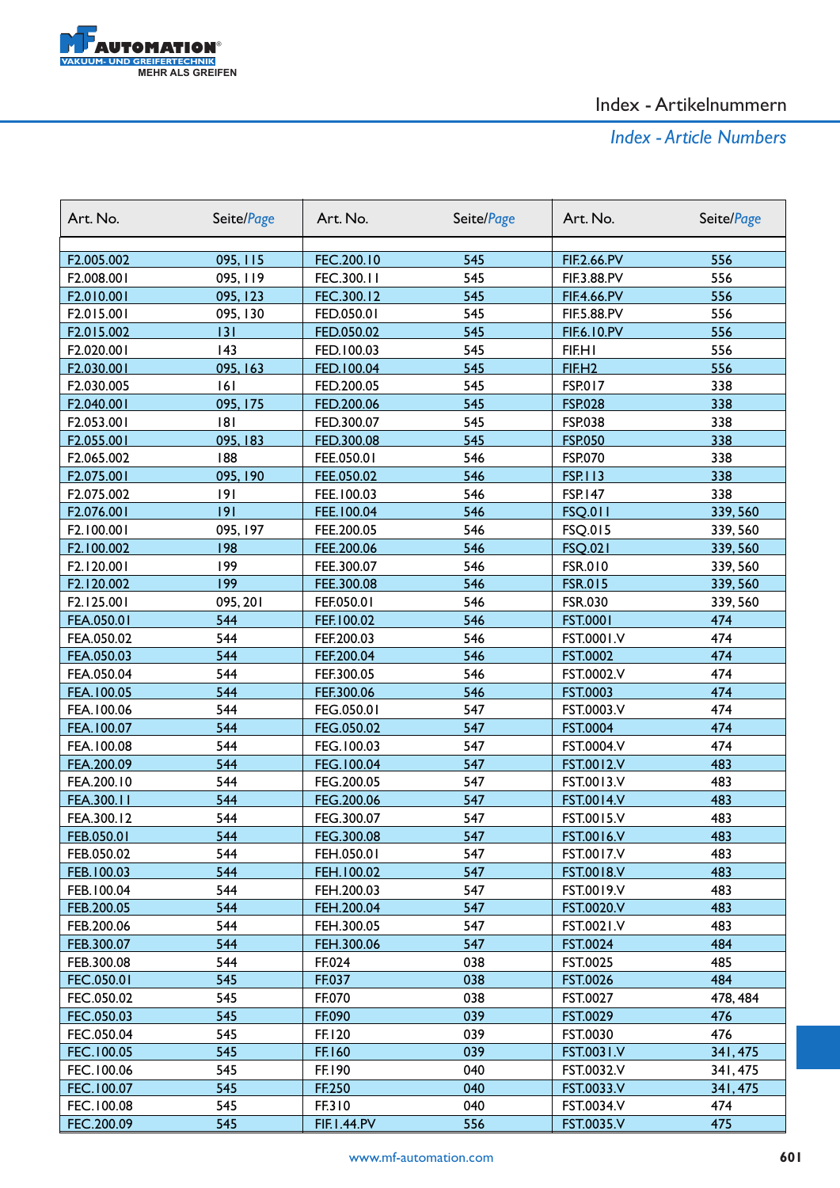## Index - Artikelnummern

*Index - Article Numbers*

| Art. No. | Seite/*Page* | Art. No. | Seite/*Page* | Art. No. | Seite/*Page* |
|---|---|---|---|---|---|
| F2.005.002 | 095, 115 | FEC.200.10 | 545 | FIF.2.66.PV | 556 |
| F2.008.001 | 095, 119 | FEC.300.11 | 545 | FIF.3.88.PV | 556 |
| F2.010.001 | 095, 123 | FEC.300.12 | 545 | FIF.4.66.PV | 556 |
| F2.015.001 | 095, 130 | FED.050.01 | 545 | FIF.5.88.PV | 556 |
| F2.015.002 | 131 | FED.050.02 | 545 | FIF.6.10.PV | 556 |
| F2.020.001 | 143 | FED.100.03 | 545 | FIF.H1 | 556 |
| F2.030.001 | 095, 163 | FED.100.04 | 545 | FIF.H2 | 556 |
| F2.030.005 | 161 | FED.200.05 | 545 | FSP.017 | 338 |
| F2.040.001 | 095, 175 | FED.200.06 | 545 | FSP.028 | 338 |
| F2.053.001 | 181 | FED.300.07 | 545 | FSP.038 | 338 |
| F2.055.001 | 095, 183 | FED.300.08 | 545 | FSP.050 | 338 |
| F2.065.002 | 188 | FEE.050.01 | 546 | FSP.070 | 338 |
| F2.075.001 | 095, 190 | FEE.050.02 | 546 | FSP.113 | 338 |
| F2.075.002 | 191 | FEE.100.03 | 546 | FSP.147 | 338 |
| F2.076.001 | 191 | FEE.100.04 | 546 | FSQ.011 | 339, 560 |
| F2.100.001 | 095, 197 | FEE.200.05 | 546 | FSQ.015 | 339, 560 |
| F2.100.002 | 198 | FEE.200.06 | 546 | FSQ.021 | 339, 560 |
| F2.120.001 | 199 | FEE.300.07 | 546 | FSR.010 | 339, 560 |
| F2.120.002 | 199 | FEE.300.08 | 546 | FSR.015 | 339, 560 |
| F2.125.001 | 095, 201 | FEF.050.01 | 546 | FSR.030 | 339, 560 |
| FEA.050.01 | 544 | FEF.100.02 | 546 | FST.0001 | 474 |
| FEA.050.02 | 544 | FEF.200.03 | 546 | FST.0001.V | 474 |
| FEA.050.03 | 544 | FEF.200.04 | 546 | FST.0002 | 474 |
| FEA.050.04 | 544 | FEF.300.05 | 546 | FST.0002.V | 474 |
| FEA.100.05 | 544 | FEF.300.06 | 546 | FST.0003 | 474 |
| FEA.100.06 | 544 | FEG.050.01 | 547 | FST.0003.V | 474 |
| FEA.100.07 | 544 | FEG.050.02 | 547 | FST.0004 | 474 |
| FEA.100.08 | 544 | FEG.100.03 | 547 | FST.0004.V | 474 |
| FEA.200.09 | 544 | FEG.100.04 | 547 | FST.0012.V | 483 |
| FEA.200.10 | 544 | FEG.200.05 | 547 | FST.0013.V | 483 |
| FEA.300.11 | 544 | FEG.200.06 | 547 | FST.0014.V | 483 |
| FEA.300.12 | 544 | FEG.300.07 | 547 | FST.0015.V | 483 |
| FEB.050.01 | 544 | FEG.300.08 | 547 | FST.0016.V | 483 |
| FEB.050.02 | 544 | FEH.050.01 | 547 | FST.0017.V | 483 |
| FEB.100.03 | 544 | FEH.100.02 | 547 | FST.0018.V | 483 |
| FEB.100.04 | 544 | FEH.200.03 | 547 | FST.0019.V | 483 |
| FEB.200.05 | 544 | FEH.200.04 | 547 | FST.0020.V | 483 |
| FEB.200.06 | 544 | FEH.300.05 | 547 | FST.0021.V | 483 |
| FEB.300.07 | 544 | FEH.300.06 | 547 | FST.0024 | 484 |
| FEB.300.08 | 544 | FF.024 | 038 | FST.0025 | 485 |
| FEC.050.01 | 545 | FF.037 | 038 | FST.0026 | 484 |
| FEC.050.02 | 545 | FF.070 | 038 | FST.0027 | 478, 484 |
| FEC.050.03 | 545 | FF.090 | 039 | FST.0029 | 476 |
| FEC.050.04 | 545 | FF.120 | 039 | FST.0030 | 476 |
| FEC.100.05 | 545 | FF.160 | 039 | FST.0031.V | 341, 475 |
| FEC.100.06 | 545 | FF.190 | 040 | FST.0032.V | 341, 475 |
| FEC.100.07 | 545 | FF.250 | 040 | FST.0033.V | 341, 475 |
| FEC.100.08 | 545 | FF.310 | 040 | FST.0034.V | 474 |
| FEC.200.09 | 545 | FIF.1.44.PV | 556 | FST.0035.V | 475 |

www.mf-automation.com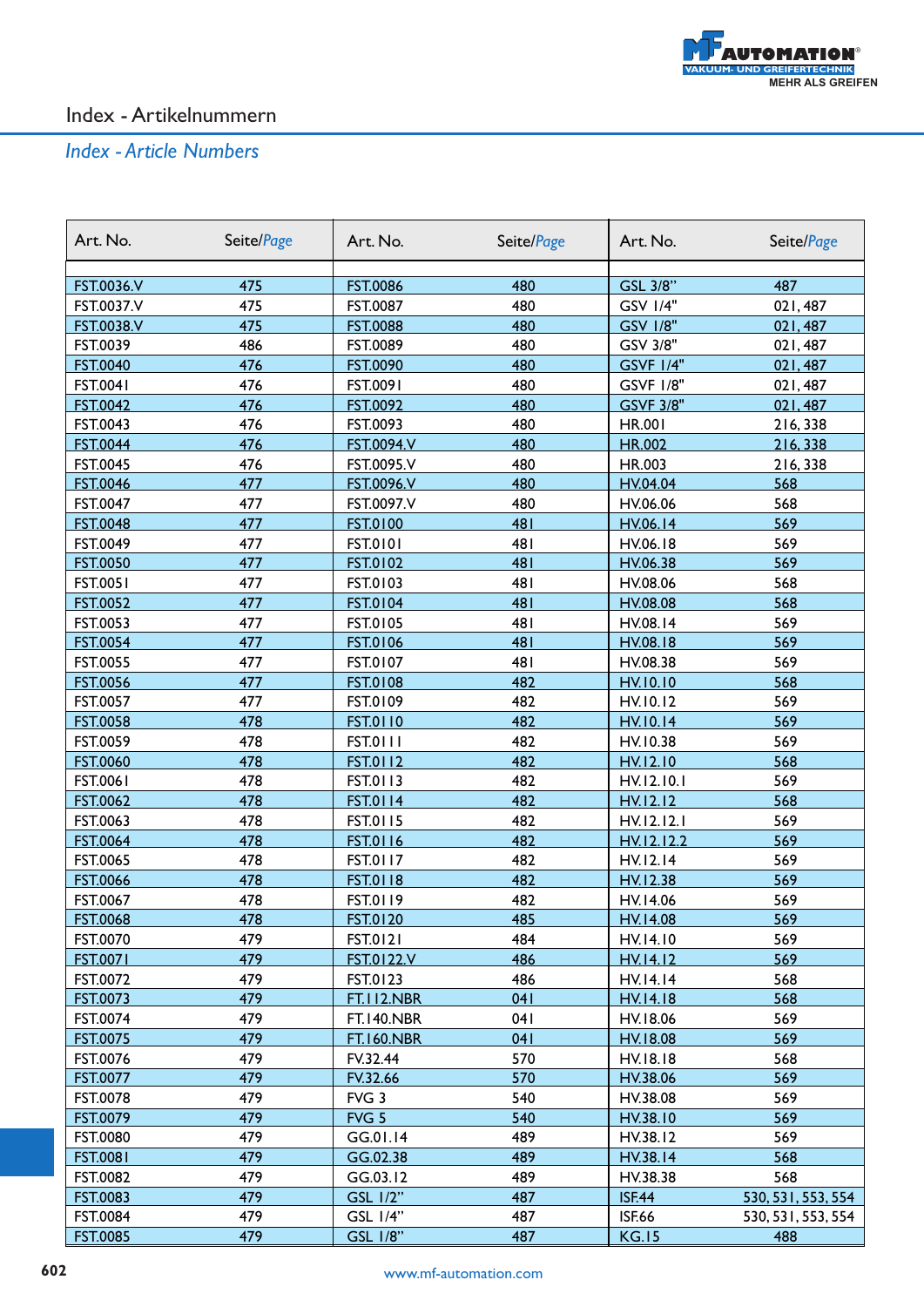# Index - Artikelnummern

## *Index - Article Numbers*

| Art. No. | Seite/*Page* | Art. No. | Seite/*Page* | Art. No. | Seite/*Page* |
|---|---|---|---|---|---|
| FST.0036.V | 475 | FST.0086 | 480 | GSL 3/8" | 487 |
| FST.0037.V | 475 | FST.0087 | 480 | GSV 1/4" | 021, 487 |
| FST.0038.V | 475 | FST.0088 | 480 | GSV 1/8" | 021, 487 |
| FST.0039 | 486 | FST.0089 | 480 | GSV 3/8" | 021, 487 |
| FST.0040 | 476 | FST.0090 | 480 | GSVF 1/4" | 021, 487 |
| FST.0041 | 476 | FST.0091 | 480 | GSVF 1/8" | 021, 487 |
| FST.0042 | 476 | FST.0092 | 480 | GSVF 3/8" | 021, 487 |
| FST.0043 | 476 | FST.0093 | 480 | HR.001 | 216, 338 |
| FST.0044 | 476 | FST.0094.V | 480 | HR.002 | 216, 338 |
| FST.0045 | 476 | FST.0095.V | 480 | HR.003 | 216, 338 |
| FST.0046 | 477 | FST.0096.V | 480 | HV.04.04 | 568 |
| FST.0047 | 477 | FST.0097.V | 480 | HV.06.06 | 568 |
| FST.0048 | 477 | FST.0100 | 481 | HV.06.14 | 569 |
| FST.0049 | 477 | FST.0101 | 481 | HV.06.18 | 569 |
| FST.0050 | 477 | FST.0102 | 481 | HV.06.38 | 569 |
| FST.0051 | 477 | FST.0103 | 481 | HV.08.06 | 568 |
| FST.0052 | 477 | FST.0104 | 481 | HV.08.08 | 568 |
| FST.0053 | 477 | FST.0105 | 481 | HV.08.14 | 569 |
| FST.0054 | 477 | FST.0106 | 481 | HV.08.18 | 569 |
| FST.0055 | 477 | FST.0107 | 481 | HV.08.38 | 569 |
| FST.0056 | 477 | FST.0108 | 482 | HV.10.10 | 568 |
| FST.0057 | 477 | FST.0109 | 482 | HV.10.12 | 569 |
| FST.0058 | 478 | FST.0110 | 482 | HV.10.14 | 569 |
| FST.0059 | 478 | FST.0111 | 482 | HV.10.38 | 569 |
| FST.0060 | 478 | FST.0112 | 482 | HV.12.10 | 568 |
| FST.0061 | 478 | FST.0113 | 482 | HV.12.10.1 | 569 |
| FST.0062 | 478 | FST.0114 | 482 | HV.12.12 | 568 |
| FST.0063 | 478 | FST.0115 | 482 | HV.12.12.1 | 569 |
| FST.0064 | 478 | FST.0116 | 482 | HV.12.12.2 | 569 |
| FST.0065 | 478 | FST.0117 | 482 | HV.12.14 | 569 |
| FST.0066 | 478 | FST.0118 | 482 | HV.12.38 | 569 |
| FST.0067 | 478 | FST.0119 | 482 | HV.14.06 | 569 |
| FST.0068 | 478 | FST.0120 | 485 | HV.14.08 | 569 |
| FST.0070 | 479 | FST.0121 | 484 | HV.14.10 | 569 |
| FST.0071 | 479 | FST.0122.V | 486 | HV.14.12 | 569 |
| FST.0072 | 479 | FST.0123 | 486 | HV.14.14 | 568 |
| FST.0073 | 479 | FT.112.NBR | 041 | HV.14.18 | 568 |
| FST.0074 | 479 | FT.140.NBR | 041 | HV.18.06 | 569 |
| FST.0075 | 479 | FT.160.NBR | 041 | HV.18.08 | 569 |
| FST.0076 | 479 | FV.32.44 | 570 | HV.18.18 | 568 |
| FST.0077 | 479 | FV.32.66 | 570 | HV.38.06 | 569 |
| FST.0078 | 479 | FVG 3 | 540 | HV.38.08 | 569 |
| FST.0079 | 479 | FVG 5 | 540 | HV.38.10 | 569 |
| FST.0080 | 479 | GG.01.14 | 489 | HV.38.12 | 569 |
| FST.0081 | 479 | GG.02.38 | 489 | HV.38.14 | 568 |
| FST.0082 | 479 | GG.03.12 | 489 | HV.38.38 | 568 |
| FST.0083 | 479 | GSL 1/2" | 487 | ISF.44 | 530, 531, 553, 554 |
| FST.0084 | 479 | GSL 1/4" | 487 | ISF.66 | 530, 531, 553, 554 |
| FST.0085 | 479 | GSL 1/8" | 487 | KG.15 | 488 |

www.mf-automation.com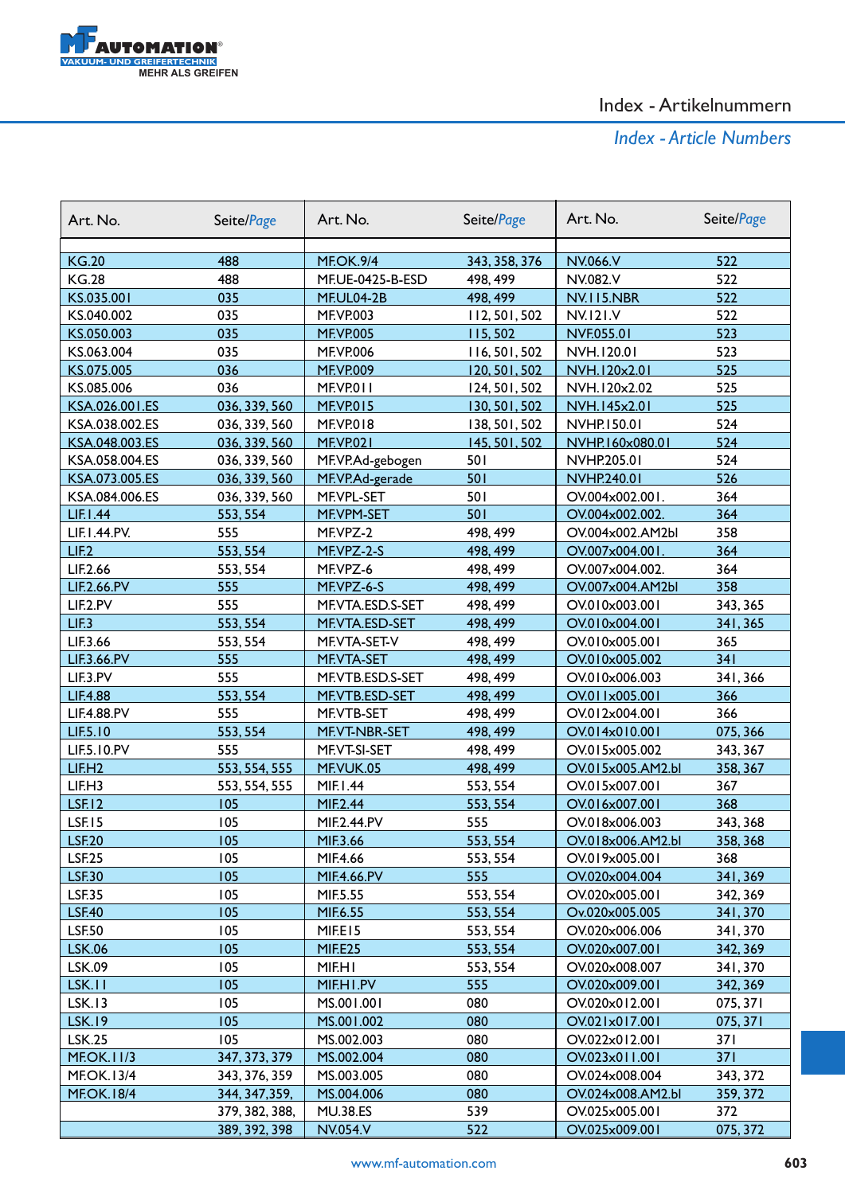# Index - Artikelnummern

*Index - Article Numbers*

| Art. No. | Seite/*Page* | Art. No. | Seite/*Page* | Art. No. | Seite/*Page* |
|---|---|---|---|---|---|
| KG.20 | 488 | MF.OK.9/4 | 343, 358, 376 | NV.066.V | 522 |
| KG.28 | 488 | MF.UE-0425-B-ESD | 498, 499 | NV.082.V | 522 |
| KS.035.001 | 035 | MF.UL04-2B | 498, 499 | NV.115.NBR | 522 |
| KS.040.002 | 035 | MF.VP.003 | 112, 501, 502 | NV.121.V | 522 |
| KS.050.003 | 035 | MF.VP.005 | 115, 502 | NVF.055.01 | 523 |
| KS.063.004 | 035 | MF.VP.006 | 116, 501, 502 | NVH.120.01 | 523 |
| KS.075.005 | 036 | MF.VP.009 | 120, 501, 502 | NVH.120x2.01 | 525 |
| KS.085.006 | 036 | MF.VP.011 | 124, 501, 502 | NVH.120x2.02 | 525 |
| KSA.026.001.ES | 036, 339, 560 | MF.VP.015 | 130, 501, 502 | NVH.145x2.01 | 525 |
| KSA.038.002.ES | 036, 339, 560 | MF.VP.018 | 138, 501, 502 | NVHP.150.01 | 524 |
| KSA.048.003.ES | 036, 339, 560 | MF.VP.021 | 145, 501, 502 | NVHP.160x080.01 | 524 |
| KSA.058.004.ES | 036, 339, 560 | MF.VP.Ad-gebogen | 501 | NVHP.205.01 | 524 |
| KSA.073.005.ES | 036, 339, 560 | MF.VP.Ad-gerade | 501 | NVHP.240.01 | 526 |
| KSA.084.006.ES | 036, 339, 560 | MF.VPL-SET | 501 | OV.004x002.001. | 364 |
| LIF.1.44 | 553, 554 | MF.VPM-SET | 501 | OV.004x002.002. | 364 |
| LIF.1.44.PV. | 555 | MF.VPZ-2 | 498, 499 | OV.004x002.AM2bl | 358 |
| LIF.2 | 553, 554 | MF.VPZ-2-S | 498, 499 | OV.007x004.001. | 364 |
| LIF.2.66 | 553, 554 | MF.VPZ-6 | 498, 499 | OV.007x004.002. | 364 |
| LIF.2.66.PV | 555 | MF.VPZ-6-S | 498, 499 | OV.007x004.AM2bl | 358 |
| LIF.2.PV | 555 | MF.VTA.ESD.S-SET | 498, 499 | OV.010x003.001 | 343, 365 |
| LIF.3 | 553, 554 | MF.VTA.ESD-SET | 498, 499 | OV.010x004.001 | 341, 365 |
| LIF.3.66 | 553, 554 | MF.VTA-SET-V | 498, 499 | OV.010x005.001 | 365 |
| LIF.3.66.PV | 555 | MF.VTA-SET | 498, 499 | OV.010x005.002 | 341 |
| LIF.3.PV | 555 | MF.VTB.ESD.S-SET | 498, 499 | OV.010x006.003 | 341, 366 |
| LIF.4.88 | 553, 554 | MF.VTB.ESD-SET | 498, 499 | OV.011x005.001 | 366 |
| LIF.4.88.PV | 555 | MF.VTB-SET | 498, 499 | OV.012x004.001 | 366 |
| LIF.5.10 | 553, 554 | MF.VT-NBR-SET | 498, 499 | OV.014x010.001 | 075, 366 |
| LIF.5.10.PV | 555 | MF.VT-SI-SET | 498, 499 | OV.015x005.002 | 343, 367 |
| LIF.H2 | 553, 554, 555 | MF.VUK.05 | 498, 499 | OV.015x005.AM2.bl | 358, 367 |
| LIF.H3 | 553, 554, 555 | MIF.1.44 | 553, 554 | OV.015x007.001 | 367 |
| LSF.12 | 105 | MIF.2.44 | 553, 554 | OV.016x007.001 | 368 |
| LSF.15 | 105 | MIF.2.44.PV | 555 | OV.018x006.003 | 343, 368 |
| LSF.20 | 105 | MIF.3.66 | 553, 554 | OV.018x006.AM2.bl | 358, 368 |
| LSF.25 | 105 | MIF.4.66 | 553, 554 | OV.019x005.001 | 368 |
| LSF.30 | 105 | MIF.4.66.PV | 555 | OV.020x004.004 | 341, 369 |
| LSF.35 | 105 | MIF.5.55 | 553, 554 | OV.020x005.001 | 342, 369 |
| LSF.40 | 105 | MIF.6.55 | 553, 554 | Ov.020x005.005 | 341, 370 |
| LSF.50 | 105 | MIF.E15 | 553, 554 | OV.020x006.006 | 341, 370 |
| LSK.06 | 105 | MIF.E25 | 553, 554 | OV.020x007.001 | 342, 369 |
| LSK.09 | 105 | MIF.H1 | 553, 554 | OV.020x008.007 | 341, 370 |
| LSK.11 | 105 | MIF.H1.PV | 555 | OV.020x009.001 | 342, 369 |
| LSK.13 | 105 | MS.001.001 | 080 | OV.020x012.001 | 075, 371 |
| LSK.19 | 105 | MS.001.002 | 080 | OV.021x017.001 | 075, 371 |
| LSK.25 | 105 | MS.002.003 | 080 | OV.022x012.001 | 371 |
| MF.OK.11/3 | 347, 373, 379 | MS.002.004 | 080 | OV.023x011.001 | 371 |
| MF.OK.13/4 | 343, 376, 359 | MS.003.005 | 080 | OV.024x008.004 | 343, 372 |
| MF.OK.18/4 | 344, 347, 359, | MS.004.006 | 080 | OV.024x008.AM2.bl | 359, 372 |
| | 379, 382, 388, | MU.38.ES | 539 | OV.025x005.001 | 372 |
| | 389, 392, 398 | NV.054.V | 522 | OV.025x009.001 | 075, 372 |

www.mf-automation.com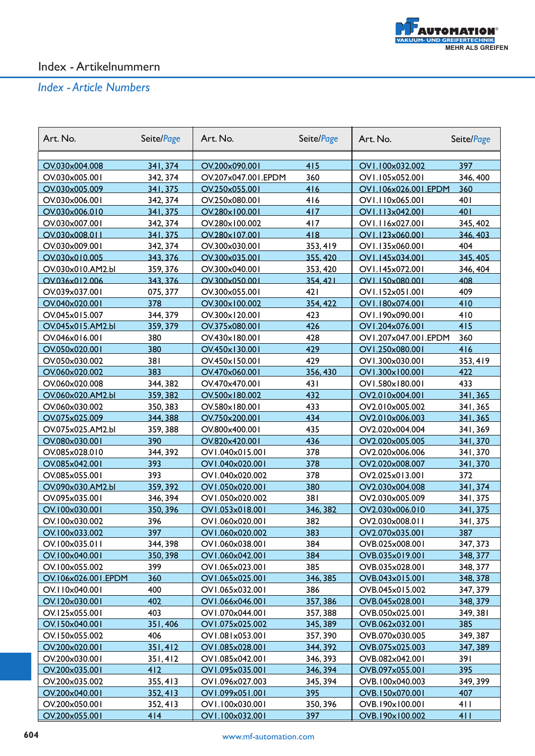# Index - Artikelnummern

## *Index - Article Numbers*

| Art. No. | Seite/*Page* | Art. No. | Seite/*Page* | Art. No. | Seite/*Page* |
|---|---|---|---|---|---|
| OV.030x004.008 | 341, 374 | OV.200x090.001 | 415 | OV1.100x032.002 | 397 |
| OV.030x005.001 | 342, 374 | OV.207x047.001.EPDM | 360 | OV1.105x052.001 | 346, 400 |
| OV.030x005.009 | 341, 375 | OV.250x055.001 | 416 | OV1.106x026.001.EPDM | 360 |
| OV.030x006.001 | 342, 374 | OV.250x080.001 | 416 | OV1.110x065.001 | 401 |
| OV.030x006.010 | 341, 375 | OV.280x100.001 | 417 | OV1.113x042.001 | 401 |
| OV.030x007.001 | 342, 374 | OV.280x100.002 | 417 | OV1.116x027.001 | 345, 402 |
| OV.030x008.011 | 341, 375 | OV.280x107.001 | 418 | OV1.123x060.001 | 346, 403 |
| OV.030x009.001 | 342, 374 | OV.300x030.001 | 353, 419 | OV1.135x060.001 | 404 |
| OV.030x010.005 | 343, 376 | OV.300x035.001 | 355, 420 | OV1.145x034.001 | 345, 405 |
| OV.030x010.AM2.bl | 359, 376 | OV.300x040.001 | 353, 420 | OV1.145x072.001 | 346, 404 |
| OV.036x012.006 | 343, 376 | OV.300x050.001 | 354, 421 | OV1.150x080.001 | 408 |
| OV.039x037.001 | 075, 377 | OV.300x055.001 | 421 | OV1.152x051.001 | 409 |
| OV.040x020.001 | 378 | OV.300x100.002 | 354, 422 | OV1.180x074.001 | 410 |
| OV.045x015.007 | 344, 379 | OV.300x120.001 | 423 | OV1.190x090.001 | 410 |
| OV.045x015.AM2.bl | 359, 379 | OV.375x080.001 | 426 | OV1.204x076.001 | 415 |
| OV.046x016.001 | 380 | OV.430x180.001 | 428 | OV1.207x047.001.EPDM | 360 |
| OV.050x020.001 | 380 | OV.450x130.001 | 429 | OV1.250x080.001 | 416 |
| OV.050x030.002 | 381 | OV.450x150.001 | 429 | OV1.300x030.001 | 353, 419 |
| OV.060x020.002 | 383 | OV.470x060.001 | 356, 430 | OV1.300x100.001 | 422 |
| OV.060x020.008 | 344, 382 | OV.470x470.001 | 431 | OV1.580x180.001 | 433 |
| OV.060x020.AM2.bl | 359, 382 | OV.500x180.002 | 432 | OV2.010x004.001 | 341, 365 |
| OV.060x030.002 | 350, 383 | OV.580x180.001 | 433 | OV2.010x005.002 | 341, 365 |
| OV.075x025.009 | 344, 388 | OV.750x200.001 | 434 | OV2.010x006.003 | 341, 365 |
| OV.075x025.AM2.bl | 359, 388 | OV.800x400.001 | 435 | OV2.020x004.004 | 341, 369 |
| OV.080x030.001 | 390 | OV.820x420.001 | 436 | OV2.020x005.005 | 341, 370 |
| OV.085x028.010 | 344, 392 | OV1.040x015.001 | 378 | OV2.020x006.006 | 341, 370 |
| OV.085x042.001 | 393 | OV1.040x020.001 | 378 | OV2.020x008.007 | 341, 370 |
| OV.085x055.001 | 393 | OV1.040x020.002 | 378 | OV2.025x013.001 | 372 |
| OV.090x030.AM2.bl | 359, 392 | OV1.050x020.001 | 380 | OV2.030x004.008 | 341, 374 |
| OV.095x035.001 | 346, 394 | OV1.050x020.002 | 381 | OV2.030x005.009 | 341, 375 |
| OV.100x030.001 | 350, 396 | OV1.053x018.001 | 346, 382 | OV2.030x006.010 | 341, 375 |
| OV.100x030.002 | 396 | OV1.060x020.001 | 382 | OV2.030x008.011 | 341, 375 |
| OV.100x033.002 | 397 | OV1.060x020.002 | 383 | OV2.070x035.001 | 387 |
| OV.100x035.011 | 344, 398 | OV1.060x038.001 | 384 | OVB.025x008.001 | 347, 373 |
| OV.100x040.001 | 350, 398 | OV1.060x042.001 | 384 | OVB.035x019.001 | 348, 377 |
| OV.100x055.002 | 399 | OV1.065x023.001 | 385 | OVB.035x028.001 | 348, 377 |
| OV.106x026.001.EPDM | 360 | OV1.065x025.001 | 346, 385 | OVB.043x015.001 | 348, 378 |
| OV.110x040.001 | 400 | OV1.065x032.001 | 386 | OVB.045x015.002 | 347, 379 |
| OV.120x030.001 | 402 | OV1.066x046.001 | 357, 386 | OVB.045x028.001 | 348, 379 |
| OV.125x055.001 | 403 | OV1.070x044.001 | 357, 388 | OVB.050x025.001 | 349, 381 |
| OV.150x040.001 | 351, 406 | OV1.075x025.002 | 345, 389 | OVB.062x032.001 | 385 |
| OV.150x055.002 | 406 | OV1.081x053.001 | 357, 390 | OVB.070x030.005 | 349, 387 |
| OV.200x020.001 | 351, 412 | OV1.085x028.001 | 344, 392 | OVB.075x025.003 | 347, 389 |
| OV.200x030.001 | 351, 412 | OV1.085x042.001 | 346, 393 | OVB.082x042.001 | 391 |
| OV.200x035.001 | 412 | OV1.095x035.001 | 346, 394 | OVB.097x055.001 | 395 |
| OV.200x035.002 | 355, 413 | OV1.096x027.003 | 345, 394 | OVB.100x040.003 | 349, 399 |
| OV.200x040.001 | 352, 413 | OV1.099x051.001 | 395 | OVB.150x070.001 | 407 |
| OV.200x050.001 | 352, 413 | OV1.100x030.001 | 350, 396 | OVB.190x100.001 | 411 |
| OV.200x055.001 | 414 | OV1.100x032.001 | 397 | OVB.190x100.002 | 411 |

www.mf-automation.com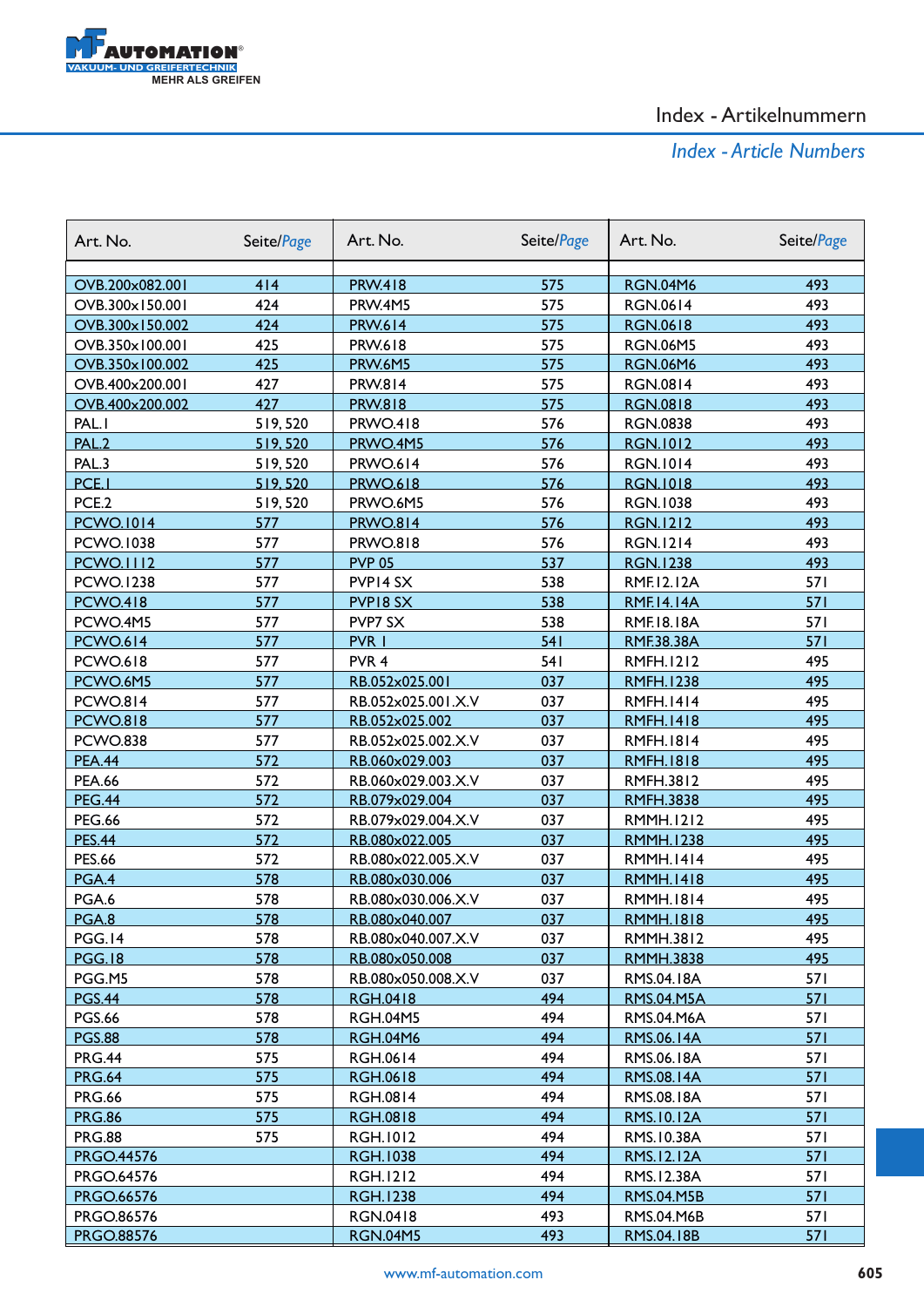# Index - Artikelnummern

*Index - Article Numbers*

| Art. No. | Seite/*Page* | Art. No. | Seite/*Page* | Art. No. | Seite/*Page* |
|---|---|---|---|---|---|
| OVB.200x082.001 | 414 | PRW.418 | 575 | RGN.04M6 | 493 |
| OVB.300x150.001 | 424 | PRW.4M5 | 575 | RGN.0614 | 493 |
| OVB.300x150.002 | 424 | PRW.614 | 575 | RGN.0618 | 493 |
| OVB.350x100.001 | 425 | PRW.618 | 575 | RGN.06M5 | 493 |
| OVB.350x100.002 | 425 | PRW.6M5 | 575 | RGN.06M6 | 493 |
| OVB.400x200.001 | 427 | PRW.814 | 575 | RGN.0814 | 493 |
| OVB.400x200.002 | 427 | PRW.818 | 575 | RGN.0818 | 493 |
| PAL.1 | 519, 520 | PRWO.418 | 576 | RGN.0838 | 493 |
| PAL.2 | 519, 520 | PRWO.4M5 | 576 | RGN.1012 | 493 |
| PAL.3 | 519, 520 | PRWO.614 | 576 | RGN.1014 | 493 |
| PCE.1 | 519, 520 | PRWO.618 | 576 | RGN.1018 | 493 |
| PCE.2 | 519, 520 | PRWO.6M5 | 576 | RGN.1038 | 493 |
| PCWO.1014 | 577 | PRWO.814 | 576 | RGN.1212 | 493 |
| PCWO.1038 | 577 | PRWO.818 | 576 | RGN.1214 | 493 |
| PCWO.1112 | 577 | PVP 05 | 537 | RGN.1238 | 493 |
| PCWO.1238 | 577 | PVP14 SX | 538 | RMF.12.12A | 571 |
| PCWO.418 | 577 | PVP18 SX | 538 | RMF.14.14A | 571 |
| PCWO.4M5 | 577 | PVP7 SX | 538 | RMF.18.18A | 571 |
| PCWO.614 | 577 | PVR 1 | 541 | RMF.38.38A | 571 |
| PCWO.618 | 577 | PVR 4 | 541 | RMFH.1212 | 495 |
| PCWO.6M5 | 577 | RB.052x025.001 | 037 | RMFH.1238 | 495 |
| PCWO.814 | 577 | RB.052x025.001.X.V | 037 | RMFH.1414 | 495 |
| PCWO.818 | 577 | RB.052x025.002 | 037 | RMFH.1418 | 495 |
| PCWO.838 | 577 | RB.052x025.002.X.V | 037 | RMFH.1814 | 495 |
| PEA.44 | 572 | RB.060x029.003 | 037 | RMFH.1818 | 495 |
| PEA.66 | 572 | RB.060x029.003.X.V | 037 | RMFH.3812 | 495 |
| PEG.44 | 572 | RB.079x029.004 | 037 | RMFH.3838 | 495 |
| PEG.66 | 572 | RB.079x029.004.X.V | 037 | RMMH.1212 | 495 |
| PES.44 | 572 | RB.080x022.005 | 037 | RMMH.1238 | 495 |
| PES.66 | 572 | RB.080x022.005.X.V | 037 | RMMH.1414 | 495 |
| PGA.4 | 578 | RB.080x030.006 | 037 | RMMH.1418 | 495 |
| PGA.6 | 578 | RB.080x030.006.X.V | 037 | RMMH.1814 | 495 |
| PGA.8 | 578 | RB.080x040.007 | 037 | RMMH.1818 | 495 |
| PGG.14 | 578 | RB.080x040.007.X.V | 037 | RMMH.3812 | 495 |
| PGG.18 | 578 | RB.080x050.008 | 037 | RMMH.3838 | 495 |
| PGG.M5 | 578 | RB.080x050.008.X.V | 037 | RMS.04.18A | 571 |
| PGS.44 | 578 | RGH.0418 | 494 | RMS.04.M5A | 571 |
| PGS.66 | 578 | RGH.04M5 | 494 | RMS.04.M6A | 571 |
| PGS.88 | 578 | RGH.04M6 | 494 | RMS.06.14A | 571 |
| PRG.44 | 575 | RGH.0614 | 494 | RMS.06.18A | 571 |
| PRG.64 | 575 | RGH.0618 | 494 | RMS.08.14A | 571 |
| PRG.66 | 575 | RGH.0814 | 494 | RMS.08.18A | 571 |
| PRG.86 | 575 | RGH.0818 | 494 | RMS.10.12A | 571 |
| PRG.88 | 575 | RGH.1012 | 494 | RMS.10.38A | 571 |
| PRGO.44576 | | RGH.1038 | 494 | RMS.12.12A | 571 |
| PRGO.64576 | | RGH.1212 | 494 | RMS.12.38A | 571 |
| PRGO.66576 | | RGH.1238 | 494 | RMS.04.M5B | 571 |
| PRGO.86576 | | RGN.0418 | 493 | RMS.04.M6B | 571 |
| PRGO.88576 | | RGN.04M5 | 493 | RMS.04.18B | 571 |

www.mf-automation.com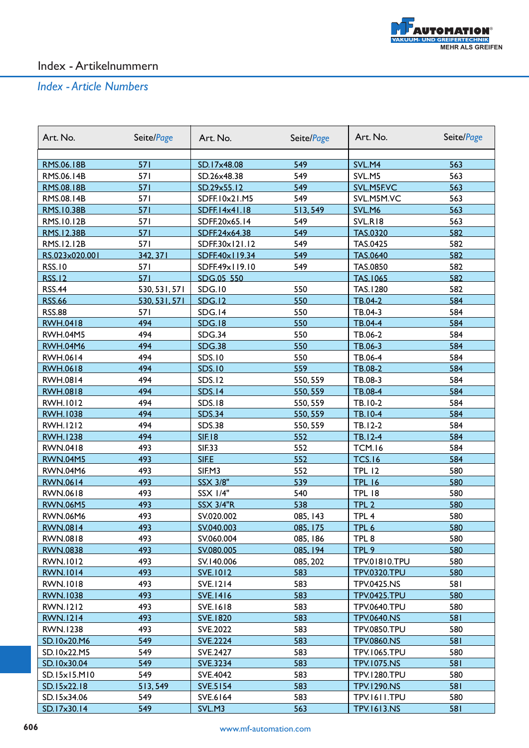# Index - Artikelnummern

## *Index - Article Numbers*

| Art. No. | Seite/*Page* | Art. No. | Seite/*Page* | Art. No. | Seite/*Page* |
|---|---|---|---|---|---|
| RMS.06.18B | 571 | SD.17x48.08 | 549 | SVL.M4 | 563 |
| RMS.06.14B | 571 | SD.26x48.38 | 549 | SVL.M5 | 563 |
| RMS.08.18B | 571 | SD.29x55.12 | 549 | SVL.M5F.VC | 563 |
| RMS.08.14B | 571 | SDFF.10x21.M5 | 549 | SVL.M5M.VC | 563 |
| RMS.10.38B | 571 | SDFF.14x41.18 | 513, 549 | SVL.M6 | 563 |
| RMS.10.12B | 571 | SDFF.20x65.14 | 549 | SVL.R18 | 563 |
| RMS.12.38B | 571 | SDFF.24x64.38 | 549 | TAS.0320 | 582 |
| RMS.12.12B | 571 | SDFF.30x121.12 | 549 | TAS.0425 | 582 |
| RS.023x020.001 | 342, 371 | SDFF.40x119.34 | 549 | TAS.0640 | 582 |
| RSS.10 | 571 | SDFF.49x119.10 | 549 | TAS.0850 | 582 |
| RSS.12 | 571 | SDG.05 550 | | TAS.1065 | 582 |
| RSS.44 | 530, 531, 571 | SDG.10 | 550 | TAS.1280 | 582 |
| RSS.66 | 530, 531, 571 | SDG.12 | 550 | TB.04-2 | 584 |
| RSS.88 | 571 | SDG.14 | 550 | TB.04-3 | 584 |
| RWH.0418 | 494 | SDG.18 | 550 | TB.04-4 | 584 |
| RWH.04M5 | 494 | SDG.34 | 550 | TB.06-2 | 584 |
| RWH.04M6 | 494 | SDG.38 | 550 | TB.06-3 | 584 |
| RWH.0614 | 494 | SDS.10 | 550 | TB.06-4 | 584 |
| RWH.0618 | 494 | SDS.10 | 559 | TB.08-2 | 584 |
| RWH.0814 | 494 | SDS.12 | 550, 559 | TB.08-3 | 584 |
| RWH.0818 | 494 | SDS.14 | 550, 559 | TB.08-4 | 584 |
| RWH.1012 | 494 | SDS.18 | 550, 559 | TB.10-2 | 584 |
| RWH.1038 | 494 | SDS.34 | 550, 559 | TB.10-4 | 584 |
| RWH.1212 | 494 | SDS.38 | 550, 559 | TB.12-2 | 584 |
| RWH.1238 | 494 | SIF.18 | 552 | TB.12-4 | 584 |
| RWN.0418 | 493 | SIF.33 | 552 | TCM.16 | 584 |
| RWN.04M5 | 493 | SIF.E | 552 | TCS.16 | 584 |
| RWN.04M6 | 493 | SIF.M3 | 552 | TPL 12 | 580 |
| RWN.0614 | 493 | SSX 3/8" | 539 | TPL 16 | 580 |
| RWN.0618 | 493 | SSX 1/4" | 540 | TPL 18 | 580 |
| RWN.06M5 | 493 | SSX 3/4"R | 538 | TPL 2 | 580 |
| RWN.06M6 | 493 | SV.020.002 | 085, 143 | TPL 4 | 580 |
| RWN.0814 | 493 | SV.040.003 | 085, 175 | TPL 6 | 580 |
| RWN.0818 | 493 | SV.060.004 | 085, 186 | TPL 8 | 580 |
| RWN.0838 | 493 | SV.080.005 | 085, 194 | TPL 9 | 580 |
| RWN.1012 | 493 | SV.140.006 | 085, 202 | TPV.01810.TPU | 580 |
| RWN.1014 | 493 | SVE.1012 | 583 | TPV.0320.TPU | 580 |
| RWN.1018 | 493 | SVE.1214 | 583 | TPV.0425.NS | 581 |
| RWN.1038 | 493 | SVE.1416 | 583 | TPV.0425.TPU | 580 |
| RWN.1212 | 493 | SVE.1618 | 583 | TPV.0640.TPU | 580 |
| RWN.1214 | 493 | SVE.1820 | 583 | TPV.0640.NS | 581 |
| RWN.1238 | 493 | SVE.2022 | 583 | TPV.0850.TPU | 580 |
| SD.10x20.M6 | 549 | SVE.2224 | 583 | TPV.0860.NS | 581 |
| SD.10x22.M5 | 549 | SVE.2427 | 583 | TPV.1065.TPU | 580 |
| SD.10x30.04 | 549 | SVE.3234 | 583 | TPV.1075.NS | 581 |
| SD.15x15.M10 | 549 | SVE.4042 | 583 | TPV.1280.TPU | 580 |
| SD.15x22.18 | 513, 549 | SVE.5154 | 583 | TPV.1290.NS | 581 |
| SD.15x34.06 | 549 | SVE.6164 | 583 | TPV.1611.TPU | 580 |
| SD.17x30.14 | 549 | SVL.M3 | 563 | TPV.1613.NS | 581 |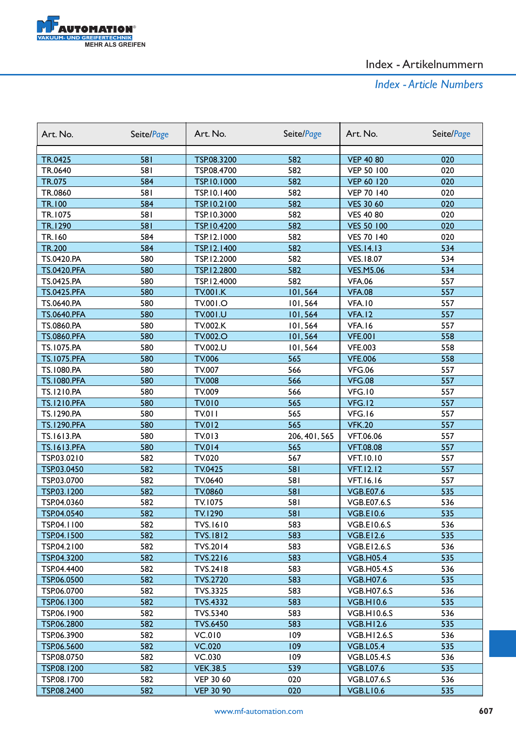# Index - Artikelnummern

*Index - Article Numbers*

| Art. No. | Seite/*Page* | Art. No. | Seite/*Page* | Art. No. | Seite/*Page* |
|---|---|---|---|---|---|
| TR.0425 | 581 | TSP.08.3200 | 582 | VEP 40 80 | 020 |
| TR.0640 | 581 | TSP.08.4700 | 582 | VEP 50 100 | 020 |
| TR.075 | 584 | TSP.10.1000 | 582 | VEP 60 120 | 020 |
| TR.0860 | 581 | TSP.10.1400 | 582 | VEP 70 140 | 020 |
| TR.100 | 584 | TSP.10.2100 | 582 | VES 30 60 | 020 |
| TR.1075 | 581 | TSP.10.3000 | 582 | VES 40 80 | 020 |
| TR.1290 | 581 | TSP.10.4200 | 582 | VES 50 100 | 020 |
| TR.160 | 584 | TSP.12.1000 | 582 | VES 70 140 | 020 |
| TR.200 | 584 | TSP.12.1400 | 582 | VES.14.13 | 534 |
| TS.0420.PA | 580 | TSP.12.2000 | 582 | VES.18.07 | 534 |
| TS.0420.PFA | 580 | TSP.12.2800 | 582 | VES.M5.06 | 534 |
| TS.0425.PA | 580 | TSP.12.4000 | 582 | VFA.06 | 557 |
| TS.0425.PFA | 580 | TV.001.K | 101, 564 | VFA.08 | 557 |
| TS.0640.PA | 580 | TV.001.O | 101, 564 | VFA.10 | 557 |
| TS.0640.PFA | 580 | TV.001.U | 101, 564 | VFA.12 | 557 |
| TS.0860.PA | 580 | TV.002.K | 101, 564 | VFA.16 | 557 |
| TS.0860.PFA | 580 | TV.002.O | 101, 564 | VFE.001 | 558 |
| TS.1075.PA | 580 | TV.002.U | 101, 564 | VFE.003 | 558 |
| TS.1075.PFA | 580 | TV.006 | 565 | VFE.006 | 558 |
| TS.1080.PA | 580 | TV.007 | 566 | VFG.06 | 557 |
| TS.1080.PFA | 580 | TV.008 | 566 | VFG.08 | 557 |
| TS.1210.PA | 580 | TV.009 | 566 | VFG.10 | 557 |
| TS.1210.PFA | 580 | TV.010 | 565 | VFG.12 | 557 |
| TS.1290.PA | 580 | TV.011 | 565 | VFG.16 | 557 |
| TS.1290.PFA | 580 | TV.012 | 565 | VFK.20 | 557 |
| TS.1613.PA | 580 | TV.013 | 206, 401, 565 | VFT.06.06 | 557 |
| TS.1613.PFA | 580 | TV.014 | 565 | VFT.08.08 | 557 |
| TSP.03.0210 | 582 | TV.020 | 567 | VFT.10.10 | 557 |
| TSP.03.0450 | 582 | TV.0425 | 581 | VFT.12.12 | 557 |
| TSP.03.0700 | 582 | TV.0640 | 581 | VFT.16.16 | 557 |
| TSP.03.1200 | 582 | TV.0860 | 581 | VGB.E07.6 | 535 |
| TSP.04.0360 | 582 | TV.1075 | 581 | VGB.E07.6.S | 536 |
| TSP.04.0540 | 582 | TV.1290 | 581 | VGB.E10.6 | 535 |
| TSP.04.1100 | 582 | TVS.1610 | 583 | VGB.E10.6.S | 536 |
| TSP.04.1500 | 582 | TVS.1812 | 583 | VGB.E12.6 | 535 |
| TSP.04.2100 | 582 | TVS.2014 | 583 | VGB.E12.6.S | 536 |
| TSP.04.3200 | 582 | TVS.2216 | 583 | VGB.H05.4 | 535 |
| TSP.04.4400 | 582 | TVS.2418 | 583 | VGB.H05.4.S | 536 |
| TSP.06.0500 | 582 | TVS.2720 | 583 | VGB.H07.6 | 535 |
| TSP.06.0700 | 582 | TVS.3325 | 583 | VGB.H07.6.S | 536 |
| TSP.06.1300 | 582 | TVS.4332 | 583 | VGB.H10.6 | 535 |
| TSP.06.1900 | 582 | TVS.5340 | 583 | VGB.H10.6.S | 536 |
| TSP.06.2800 | 582 | TVS.6450 | 583 | VGB.H12.6 | 535 |
| TSP.06.3900 | 582 | VC.010 | 109 | VGB.H12.6.S | 536 |
| TSP.06.5600 | 582 | VC.020 | 109 | VGB.L05.4 | 535 |
| TSP.08.0750 | 582 | VC.030 | 109 | VGB.L05.4.S | 536 |
| TSP.08.1200 | 582 | VEK.38.5 | 539 | VGB.L07.6 | 535 |
| TSP.08.1700 | 582 | VEP 30 60 | 020 | VGB.L07.6.S | 536 |
| TSP.08.2400 | 582 | VEP 30 90 | 020 | VGB.L10.6 | 535 |

www.mf-automation.com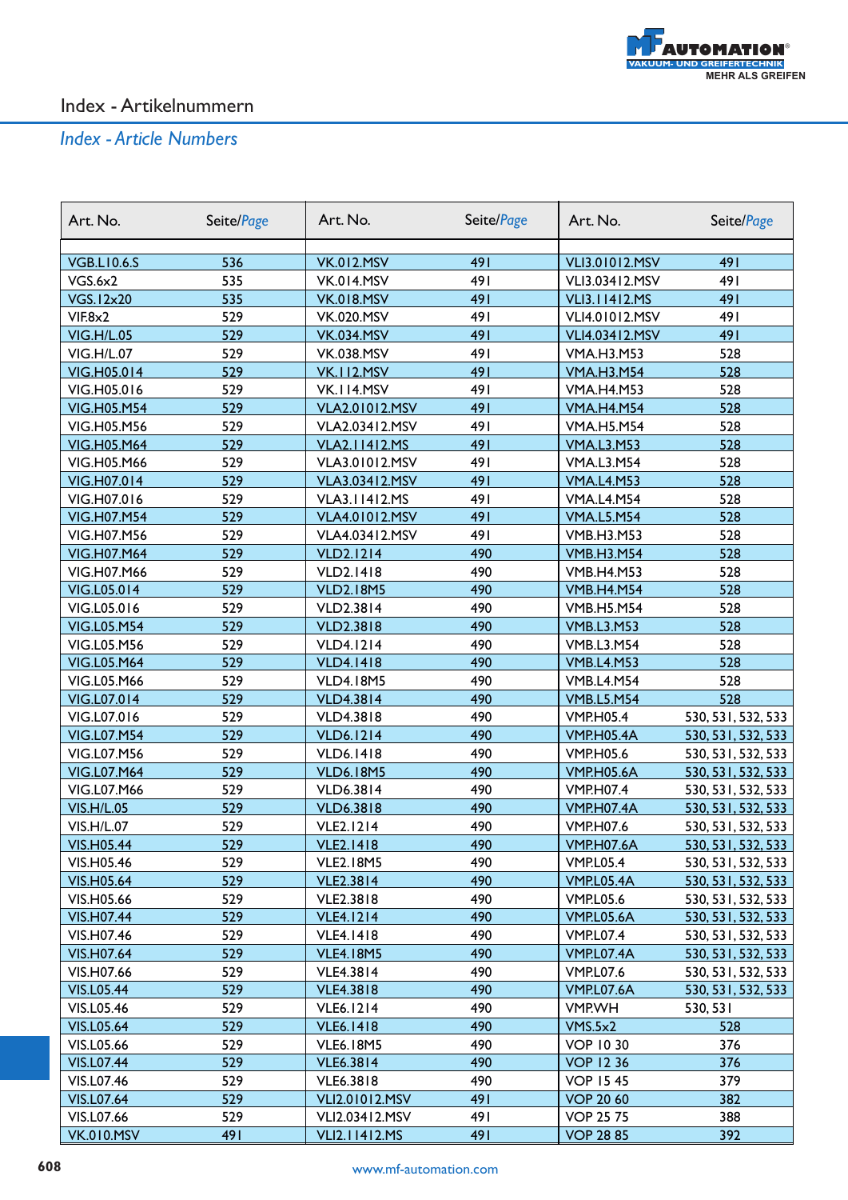# Index - Artikelnummern

## *Index - Article Numbers*

| Art. No. | Seite/*Page* | Art. No. | Seite/*Page* | Art. No. | Seite/*Page* |
|---|---|---|---|---|---|
| VGB.L10.6.S | 536 | VK.012.MSV | 491 | VLI3.01012.MSV | 491 |
| VGS.6x2 | 535 | VK.014.MSV | 491 | VLI3.03412.MSV | 491 |
| VGS.12x20 | 535 | VK.018.MSV | 491 | VLI3.11412.MS | 491 |
| VIF.8x2 | 529 | VK.020.MSV | 491 | VLI4.01012.MSV | 491 |
| VIG.H/L.05 | 529 | VK.034.MSV | 491 | VLI4.03412.MSV | 491 |
| VIG.H/L.07 | 529 | VK.038.MSV | 491 | VMA.H3.M53 | 528 |
| VIG.H05.014 | 529 | VK.112.MSV | 491 | VMA.H3.M54 | 528 |
| VIG.H05.016 | 529 | VK.114.MSV | 491 | VMA.H4.M53 | 528 |
| VIG.H05.M54 | 529 | VLA2.01012.MSV | 491 | VMA.H4.M54 | 528 |
| VIG.H05.M56 | 529 | VLA2.03412.MSV | 491 | VMA.H5.M54 | 528 |
| VIG.H05.M64 | 529 | VLA2.11412.MS | 491 | VMA.L3.M53 | 528 |
| VIG.H05.M66 | 529 | VLA3.01012.MSV | 491 | VMA.L3.M54 | 528 |
| VIG.H07.014 | 529 | VLA3.03412.MSV | 491 | VMA.L4.M53 | 528 |
| VIG.H07.016 | 529 | VLA3.11412.MS | 491 | VMA.L4.M54 | 528 |
| VIG.H07.M54 | 529 | VLA4.01012.MSV | 491 | VMA.L5.M54 | 528 |
| VIG.H07.M56 | 529 | VLA4.03412.MSV | 491 | VMB.H3.M53 | 528 |
| VIG.H07.M64 | 529 | VLD2.1214 | 490 | VMB.H3.M54 | 528 |
| VIG.H07.M66 | 529 | VLD2.1418 | 490 | VMB.H4.M53 | 528 |
| VIG.L05.014 | 529 | VLD2.18M5 | 490 | VMB.H4.M54 | 528 |
| VIG.L05.016 | 529 | VLD2.3814 | 490 | VMB.H5.M54 | 528 |
| VIG.L05.M54 | 529 | VLD2.3818 | 490 | VMB.L3.M53 | 528 |
| VIG.L05.M56 | 529 | VLD4.1214 | 490 | VMB.L3.M54 | 528 |
| VIG.L05.M64 | 529 | VLD4.1418 | 490 | VMB.L4.M53 | 528 |
| VIG.L05.M66 | 529 | VLD4.18M5 | 490 | VMB.L4.M54 | 528 |
| VIG.L07.014 | 529 | VLD4.3814 | 490 | VMB.L5.M54 | 528 |
| VIG.L07.016 | 529 | VLD4.3818 | 490 | VMP.H05.4 | 530, 531, 532, 533 |
| VIG.L07.M54 | 529 | VLD6.1214 | 490 | VMP.H05.4A | 530, 531, 532, 533 |
| VIG.L07.M56 | 529 | VLD6.1418 | 490 | VMP.H05.6 | 530, 531, 532, 533 |
| VIG.L07.M64 | 529 | VLD6.18M5 | 490 | VMP.H05.6A | 530, 531, 532, 533 |
| VIG.L07.M66 | 529 | VLD6.3814 | 490 | VMP.H07.4 | 530, 531, 532, 533 |
| VIS.H/L.05 | 529 | VLD6.3818 | 490 | VMP.H07.4A | 530, 531, 532, 533 |
| VIS.H/L.07 | 529 | VLE2.1214 | 490 | VMP.H07.6 | 530, 531, 532, 533 |
| VIS.H05.44 | 529 | VLE2.1418 | 490 | VMP.H07.6A | 530, 531, 532, 533 |
| VIS.H05.46 | 529 | VLE2.18M5 | 490 | VMP.L05.4 | 530, 531, 532, 533 |
| VIS.H05.64 | 529 | VLE2.3814 | 490 | VMP.L05.4A | 530, 531, 532, 533 |
| VIS.H05.66 | 529 | VLE2.3818 | 490 | VMP.L05.6 | 530, 531, 532, 533 |
| VIS.H07.44 | 529 | VLE4.1214 | 490 | VMP.L05.6A | 530, 531, 532, 533 |
| VIS.H07.46 | 529 | VLE4.1418 | 490 | VMP.L07.4 | 530, 531, 532, 533 |
| VIS.H07.64 | 529 | VLE4.18M5 | 490 | VMP.L07.4A | 530, 531, 532, 533 |
| VIS.H07.66 | 529 | VLE4.3814 | 490 | VMP.L07.6 | 530, 531, 532, 533 |
| VIS.L05.44 | 529 | VLE4.3818 | 490 | VMP.L07.6A | 530, 531, 532, 533 |
| VIS.L05.46 | 529 | VLE6.1214 | 490 | VMP.WH | 530, 531 |
| VIS.L05.64 | 529 | VLE6.1418 | 490 | VMS.5x2 | 528 |
| VIS.L05.66 | 529 | VLE6.18M5 | 490 | VOP 10 30 | 376 |
| VIS.L07.44 | 529 | VLE6.3814 | 490 | VOP 12 36 | 376 |
| VIS.L07.46 | 529 | VLE6.3818 | 490 | VOP 15 45 | 379 |
| VIS.L07.64 | 529 | VLI2.01012.MSV | 491 | VOP 20 60 | 382 |
| VIS.L07.66 | 529 | VLI2.03412.MSV | 491 | VOP 25 75 | 388 |
| VK.010.MSV | 491 | VLI2.11412.MS | 491 | VOP 28 85 | 392 |

www.mf-automation.com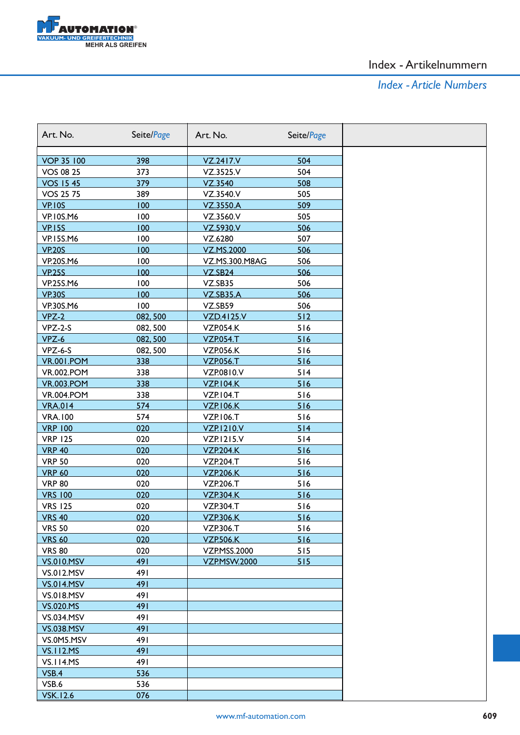# Index - Artikelnummern

## *Index - Article Numbers*

| Art. No. | Seite/*Page* | Art. No. | Seite/*Page* |
|---|---|---|---|
| VOP 35 100 | 398 | VZ.2417.V | 504 |
| VOS 08 25 | 373 | VZ.3525.V | 504 |
| VOS 15 45 | 379 | VZ.3540 | 508 |
| VOS 25 75 | 389 | VZ.3540.V | 505 |
| VP.10S | 100 | VZ.3550.A | 509 |
| VP.10S.M6 | 100 | VZ.3560.V | 505 |
| VP.15S | 100 | VZ.5930.V | 506 |
| VP.15S.M6 | 100 | VZ.6280 | 507 |
| VP.20S | 100 | VZ.MS.2000 | 506 |
| VP.20S.M6 | 100 | VZ.MS.300.M8AG | 506 |
| VP.25S | 100 | VZ.SB24 | 506 |
| VP.25S.M6 | 100 | VZ.SB35 | 506 |
| VP.30S | 100 | VZ.SB35.A | 506 |
| VP.30S.M6 | 100 | VZ.SB59 | 506 |
| VPZ-2 | 082, 500 | VZD.4125.V | 512 |
| VPZ-2-S | 082, 500 | VZP.054.K | 516 |
| VPZ-6 | 082, 500 | VZP.054.T | 516 |
| VPZ-6-S | 082, 500 | VZP.056.K | 516 |
| VR.001.POM | 338 | VZP.056.T | 516 |
| VR.002.POM | 338 | VZP.0810.V | 514 |
| VR.003.POM | 338 | VZP.104.K | 516 |
| VR.004.POM | 338 | VZP.104.T | 516 |
| VRA.014 | 574 | VZP.106.K | 516 |
| VRA.100 | 574 | VZP.106.T | 516 |
| VRP 100 | 020 | VZP.1210.V | 514 |
| VRP 125 | 020 | VZP.1215.V | 514 |
| VRP 40 | 020 | VZP.204.K | 516 |
| VRP 50 | 020 | VZP.204.T | 516 |
| VRP 60 | 020 | VZP.206.K | 516 |
| VRP 80 | 020 | VZP.206.T | 516 |
| VRS 100 | 020 | VZP.304.K | 516 |
| VRS 125 | 020 | VZP.304.T | 516 |
| VRS 40 | 020 | VZP.306.K | 516 |
| VRS 50 | 020 | VZP.306.T | 516 |
| VRS 60 | 020 | VZP.506.K | 516 |
| VRS 80 | 020 | VZP.MSS.2000 | 515 |
| VS.010.MSV | 491 | VZP.MSW.2000 | 515 |
| VS.012.MSV | 491 | | |
| VS.014.MSV | 491 | | |
| VS.018.MSV | 491 | | |
| VS.020.MS | 491 | | |
| VS.034.MSV | 491 | | |
| VS.038.MSV | 491 | | |
| VS.0M5.MSV | 491 | | |
| VS.112.MS | 491 | | |
| VS.114.MS | 491 | | |
| VSB.4 | 536 | | |
| VSB.6 | 536 | | |
| VSK.12.6 | 076 | | |

www.mf-automation.com